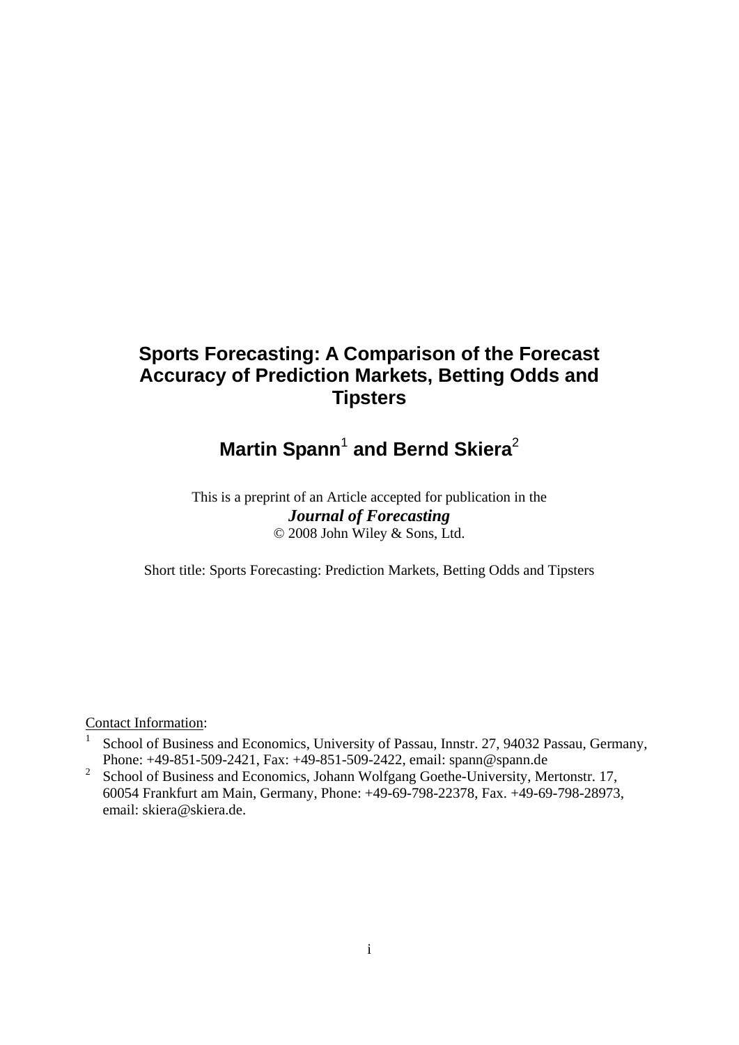# Sports Forecasting: A Comparison of the Forecast Accuracy of Prediction Markets, Betting Odds and Tipsters

## Martin Spann[1] and Bernd Skiera[2]

This is a preprint of an Article accepted for publication in the
***Journal of Forecasting***
© 2008 John Wiley & Sons, Ltd.

Short title: Sports Forecasting: Prediction Markets, Betting Odds and Tipsters

Contact Information:

[1] School of Business and Economics, University of Passau, Innstr. 27, 94032 Passau, Germany, Phone: +49-851-509-2421, Fax: +49-851-509-2422, email: spann@spann.de

[2] School of Business and Economics, Johann Wolfgang Goethe-University, Mertonstr. 17, 60054 Frankfurt am Main, Germany, Phone: +49-69-798-22378, Fax. +49-69-798-28973, email: skiera@skiera.de.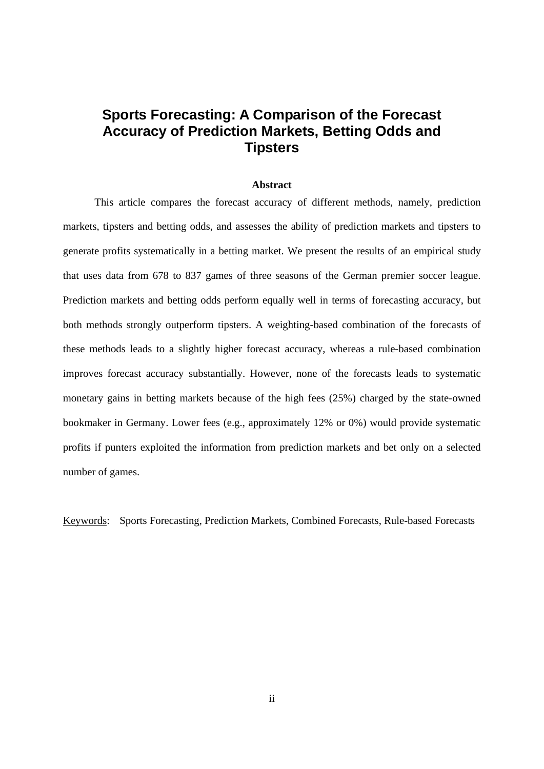# Sports Forecasting: A Comparison of the Forecast Accuracy of Prediction Markets, Betting Odds and Tipsters

## Abstract

This article compares the forecast accuracy of different methods, namely, prediction markets, tipsters and betting odds, and assesses the ability of prediction markets and tipsters to generate profits systematically in a betting market. We present the results of an empirical study that uses data from 678 to 837 games of three seasons of the German premier soccer league. Prediction markets and betting odds perform equally well in terms of forecasting accuracy, but both methods strongly outperform tipsters. A weighting-based combination of the forecasts of these methods leads to a slightly higher forecast accuracy, whereas a rule-based combination improves forecast accuracy substantially. However, none of the forecasts leads to systematic monetary gains in betting markets because of the high fees (25%) charged by the state-owned bookmaker in Germany. Lower fees (e.g., approximately 12% or 0%) would provide systematic profits if punters exploited the information from prediction markets and bet only on a selected number of games.

Keywords: Sports Forecasting, Prediction Markets, Combined Forecasts, Rule-based Forecasts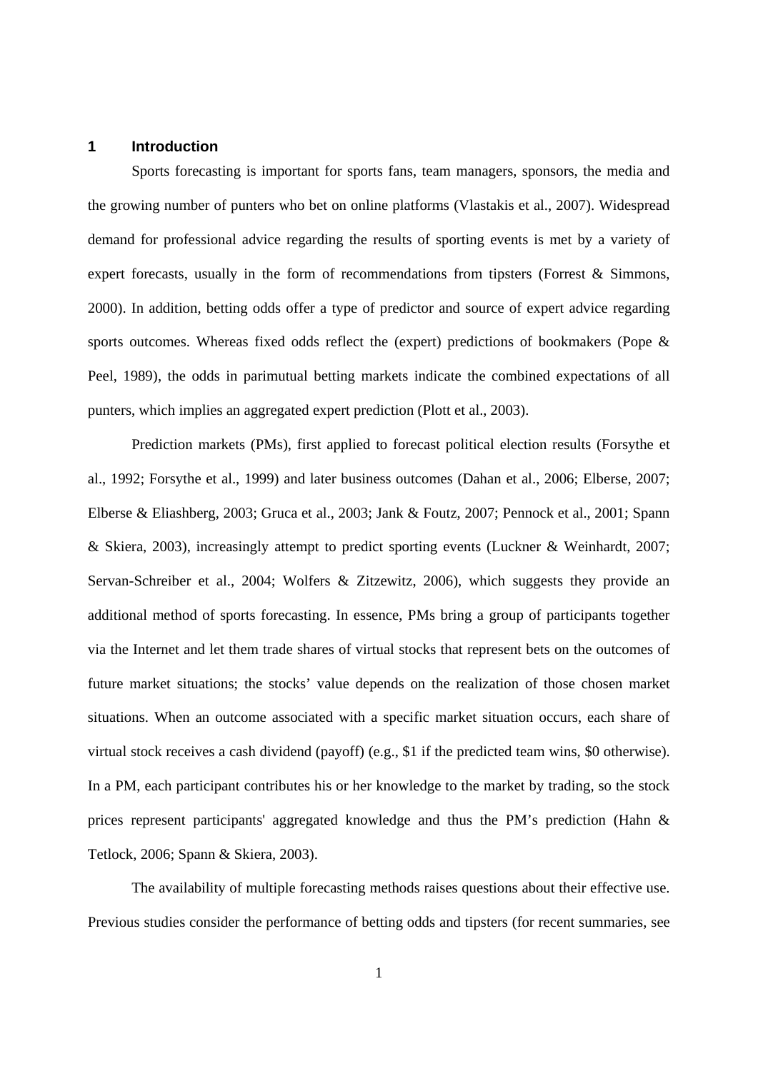# 1 Introduction

Sports forecasting is important for sports fans, team managers, sponsors, the media and the growing number of punters who bet on online platforms (Vlastakis et al., 2007). Widespread demand for professional advice regarding the results of sporting events is met by a variety of expert forecasts, usually in the form of recommendations from tipsters (Forrest & Simmons, 2000). In addition, betting odds offer a type of predictor and source of expert advice regarding sports outcomes. Whereas fixed odds reflect the (expert) predictions of bookmakers (Pope & Peel, 1989), the odds in parimutual betting markets indicate the combined expectations of all punters, which implies an aggregated expert prediction (Plott et al., 2003).

Prediction markets (PMs), first applied to forecast political election results (Forsythe et al., 1992; Forsythe et al., 1999) and later business outcomes (Dahan et al., 2006; Elberse, 2007; Elberse & Eliashberg, 2003; Gruca et al., 2003; Jank & Foutz, 2007; Pennock et al., 2001; Spann & Skiera, 2003), increasingly attempt to predict sporting events (Luckner & Weinhardt, 2007; Servan-Schreiber et al., 2004; Wolfers & Zitzewitz, 2006), which suggests they provide an additional method of sports forecasting. In essence, PMs bring a group of participants together via the Internet and let them trade shares of virtual stocks that represent bets on the outcomes of future market situations; the stocks' value depends on the realization of those chosen market situations. When an outcome associated with a specific market situation occurs, each share of virtual stock receives a cash dividend (payoff) (e.g., $1 if the predicted team wins, $0 otherwise). In a PM, each participant contributes his or her knowledge to the market by trading, so the stock prices represent participants' aggregated knowledge and thus the PM's prediction (Hahn & Tetlock, 2006; Spann & Skiera, 2003).

The availability of multiple forecasting methods raises questions about their effective use. Previous studies consider the performance of betting odds and tipsters (for recent summaries, see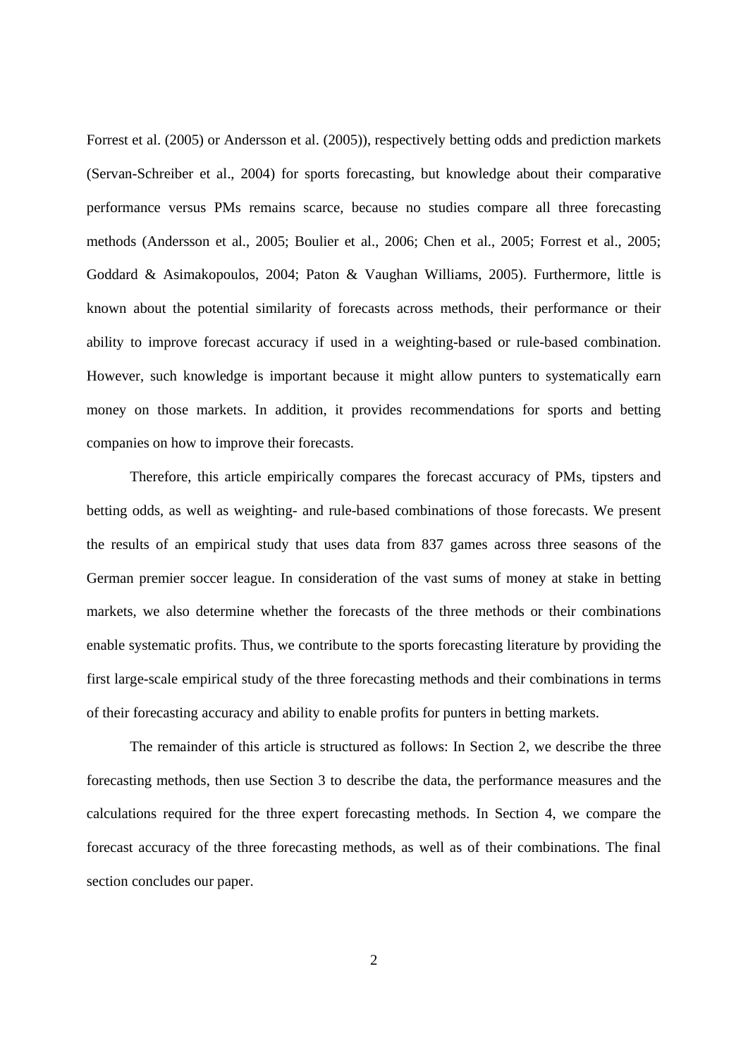Forrest et al. (2005) or Andersson et al. (2005)), respectively betting odds and prediction markets (Servan-Schreiber et al., 2004) for sports forecasting, but knowledge about their comparative performance versus PMs remains scarce, because no studies compare all three forecasting methods (Andersson et al., 2005; Boulier et al., 2006; Chen et al., 2005; Forrest et al., 2005; Goddard & Asimakopoulos, 2004; Paton & Vaughan Williams, 2005). Furthermore, little is known about the potential similarity of forecasts across methods, their performance or their ability to improve forecast accuracy if used in a weighting-based or rule-based combination. However, such knowledge is important because it might allow punters to systematically earn money on those markets. In addition, it provides recommendations for sports and betting companies on how to improve their forecasts.

Therefore, this article empirically compares the forecast accuracy of PMs, tipsters and betting odds, as well as weighting- and rule-based combinations of those forecasts. We present the results of an empirical study that uses data from 837 games across three seasons of the German premier soccer league. In consideration of the vast sums of money at stake in betting markets, we also determine whether the forecasts of the three methods or their combinations enable systematic profits. Thus, we contribute to the sports forecasting literature by providing the first large-scale empirical study of the three forecasting methods and their combinations in terms of their forecasting accuracy and ability to enable profits for punters in betting markets.

The remainder of this article is structured as follows: In Section 2, we describe the three forecasting methods, then use Section 3 to describe the data, the performance measures and the calculations required for the three expert forecasting methods. In Section 4, we compare the forecast accuracy of the three forecasting methods, as well as of their combinations. The final section concludes our paper.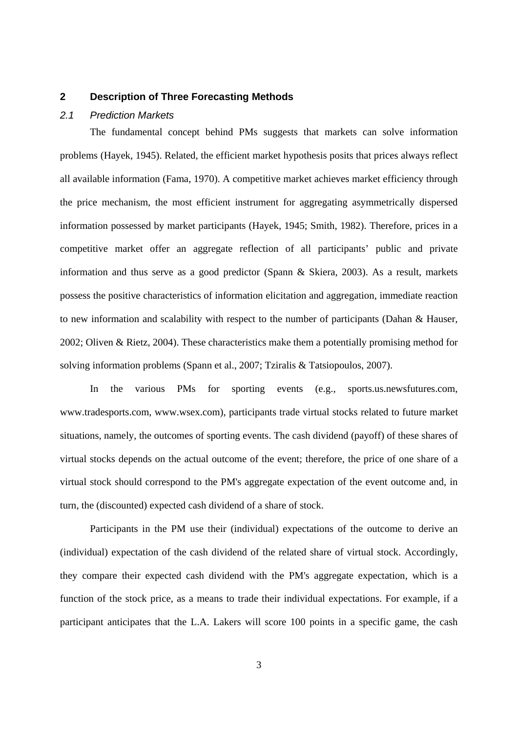## 2 Description of Three Forecasting Methods

### *2.1 Prediction Markets*

The fundamental concept behind PMs suggests that markets can solve information problems (Hayek, 1945). Related, the efficient market hypothesis posits that prices always reflect all available information (Fama, 1970). A competitive market achieves market efficiency through the price mechanism, the most efficient instrument for aggregating asymmetrically dispersed information possessed by market participants (Hayek, 1945; Smith, 1982). Therefore, prices in a competitive market offer an aggregate reflection of all participants' public and private information and thus serve as a good predictor (Spann & Skiera, 2003). As a result, markets possess the positive characteristics of information elicitation and aggregation, immediate reaction to new information and scalability with respect to the number of participants (Dahan & Hauser, 2002; Oliven & Rietz, 2004). These characteristics make them a potentially promising method for solving information problems (Spann et al., 2007; Tziralis & Tatsiopoulos, 2007).

In the various PMs for sporting events (e.g., sports.us.newsfutures.com, www.tradesports.com, www.wsex.com), participants trade virtual stocks related to future market situations, namely, the outcomes of sporting events. The cash dividend (payoff) of these shares of virtual stocks depends on the actual outcome of the event; therefore, the price of one share of a virtual stock should correspond to the PM's aggregate expectation of the event outcome and, in turn, the (discounted) expected cash dividend of a share of stock.

Participants in the PM use their (individual) expectations of the outcome to derive an (individual) expectation of the cash dividend of the related share of virtual stock. Accordingly, they compare their expected cash dividend with the PM's aggregate expectation, which is a function of the stock price, as a means to trade their individual expectations. For example, if a participant anticipates that the L.A. Lakers will score 100 points in a specific game, the cash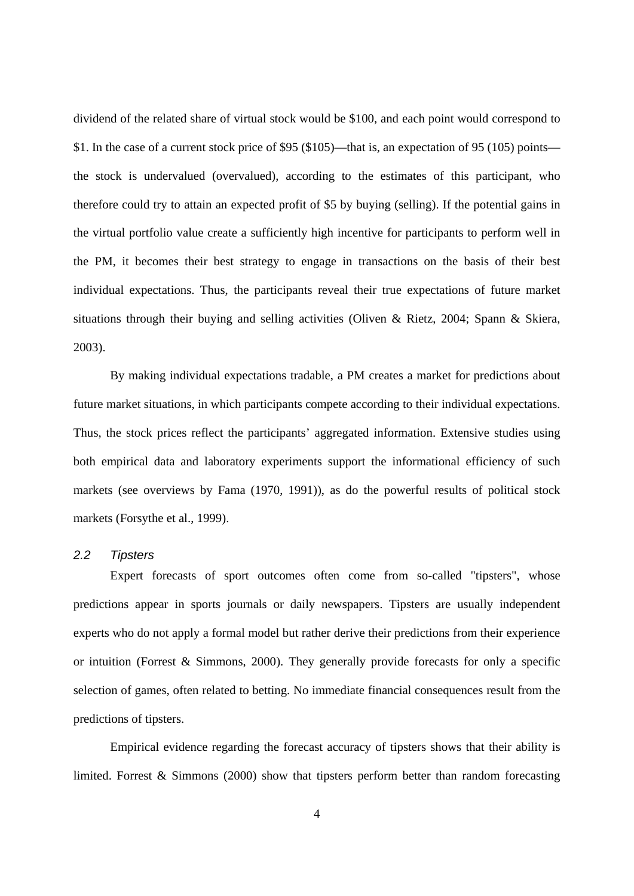dividend of the related share of virtual stock would be $100, and each point would correspond to $1. In the case of a current stock price of $95 ($105)—that is, an expectation of 95 (105) points—the stock is undervalued (overvalued), according to the estimates of this participant, who therefore could try to attain an expected profit of $5 by buying (selling). If the potential gains in the virtual portfolio value create a sufficiently high incentive for participants to perform well in the PM, it becomes their best strategy to engage in transactions on the basis of their best individual expectations. Thus, the participants reveal their true expectations of future market situations through their buying and selling activities (Oliven & Rietz, 2004; Spann & Skiera, 2003).

By making individual expectations tradable, a PM creates a market for predictions about future market situations, in which participants compete according to their individual expectations. Thus, the stock prices reflect the participants' aggregated information. Extensive studies using both empirical data and laboratory experiments support the informational efficiency of such markets (see overviews by Fama (1970, 1991)), as do the powerful results of political stock markets (Forsythe et al., 1999).

### *2.2 Tipsters*

Expert forecasts of sport outcomes often come from so-called "tipsters", whose predictions appear in sports journals or daily newspapers. Tipsters are usually independent experts who do not apply a formal model but rather derive their predictions from their experience or intuition (Forrest & Simmons, 2000). They generally provide forecasts for only a specific selection of games, often related to betting. No immediate financial consequences result from the predictions of tipsters.

Empirical evidence regarding the forecast accuracy of tipsters shows that their ability is limited. Forrest & Simmons (2000) show that tipsters perform better than random forecasting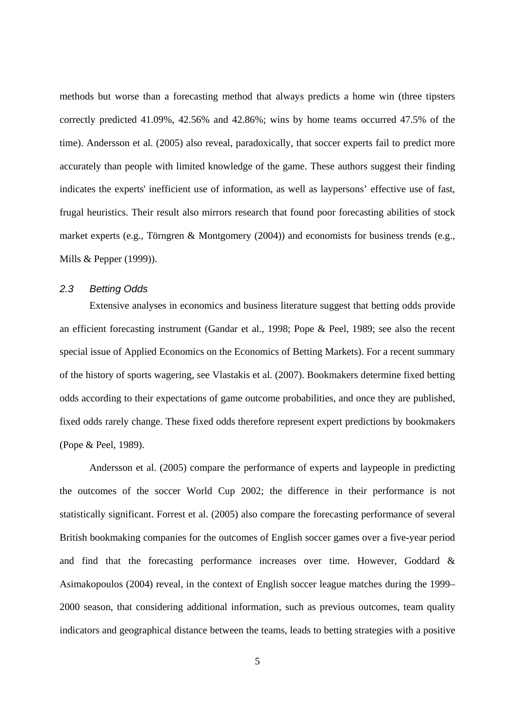methods but worse than a forecasting method that always predicts a home win (three tipsters correctly predicted 41.09%, 42.56% and 42.86%; wins by home teams occurred 47.5% of the time). Andersson et al. (2005) also reveal, paradoxically, that soccer experts fail to predict more accurately than people with limited knowledge of the game. These authors suggest their finding indicates the experts' inefficient use of information, as well as laypersons' effective use of fast, frugal heuristics. Their result also mirrors research that found poor forecasting abilities of stock market experts (e.g., Törngren & Montgomery (2004)) and economists for business trends (e.g., Mills & Pepper (1999)).

### *2.3 Betting Odds*

Extensive analyses in economics and business literature suggest that betting odds provide an efficient forecasting instrument (Gandar et al., 1998; Pope & Peel, 1989; see also the recent special issue of Applied Economics on the Economics of Betting Markets). For a recent summary of the history of sports wagering, see Vlastakis et al. (2007). Bookmakers determine fixed betting odds according to their expectations of game outcome probabilities, and once they are published, fixed odds rarely change. These fixed odds therefore represent expert predictions by bookmakers (Pope & Peel, 1989).

Andersson et al. (2005) compare the performance of experts and laypeople in predicting the outcomes of the soccer World Cup 2002; the difference in their performance is not statistically significant. Forrest et al. (2005) also compare the forecasting performance of several British bookmaking companies for the outcomes of English soccer games over a five-year period and find that the forecasting performance increases over time. However, Goddard & Asimakopoulos (2004) reveal, in the context of English soccer league matches during the 1999–2000 season, that considering additional information, such as previous outcomes, team quality indicators and geographical distance between the teams, leads to betting strategies with a positive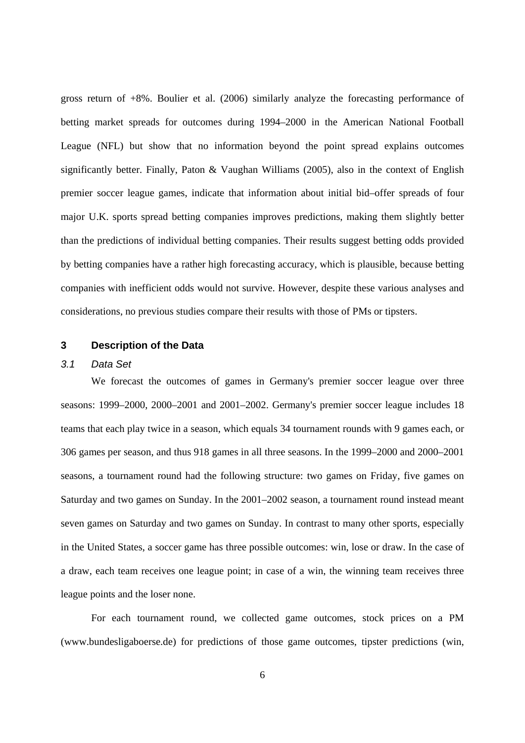gross return of +8%. Boulier et al. (2006) similarly analyze the forecasting performance of betting market spreads for outcomes during 1994–2000 in the American National Football League (NFL) but show that no information beyond the point spread explains outcomes significantly better. Finally, Paton & Vaughan Williams (2005), also in the context of English premier soccer league games, indicate that information about initial bid–offer spreads of four major U.K. sports spread betting companies improves predictions, making them slightly better than the predictions of individual betting companies. Their results suggest betting odds provided by betting companies have a rather high forecasting accuracy, which is plausible, because betting companies with inefficient odds would not survive. However, despite these various analyses and considerations, no previous studies compare their results with those of PMs or tipsters.

## 3 Description of the Data

### *3.1 Data Set*

We forecast the outcomes of games in Germany's premier soccer league over three seasons: 1999–2000, 2000–2001 and 2001–2002. Germany's premier soccer league includes 18 teams that each play twice in a season, which equals 34 tournament rounds with 9 games each, or 306 games per season, and thus 918 games in all three seasons. In the 1999–2000 and 2000–2001 seasons, a tournament round had the following structure: two games on Friday, five games on Saturday and two games on Sunday. In the 2001–2002 season, a tournament round instead meant seven games on Saturday and two games on Sunday. In contrast to many other sports, especially in the United States, a soccer game has three possible outcomes: win, lose or draw. In the case of a draw, each team receives one league point; in case of a win, the winning team receives three league points and the loser none.

For each tournament round, we collected game outcomes, stock prices on a PM (www.bundesligaboerse.de) for predictions of those game outcomes, tipster predictions (win,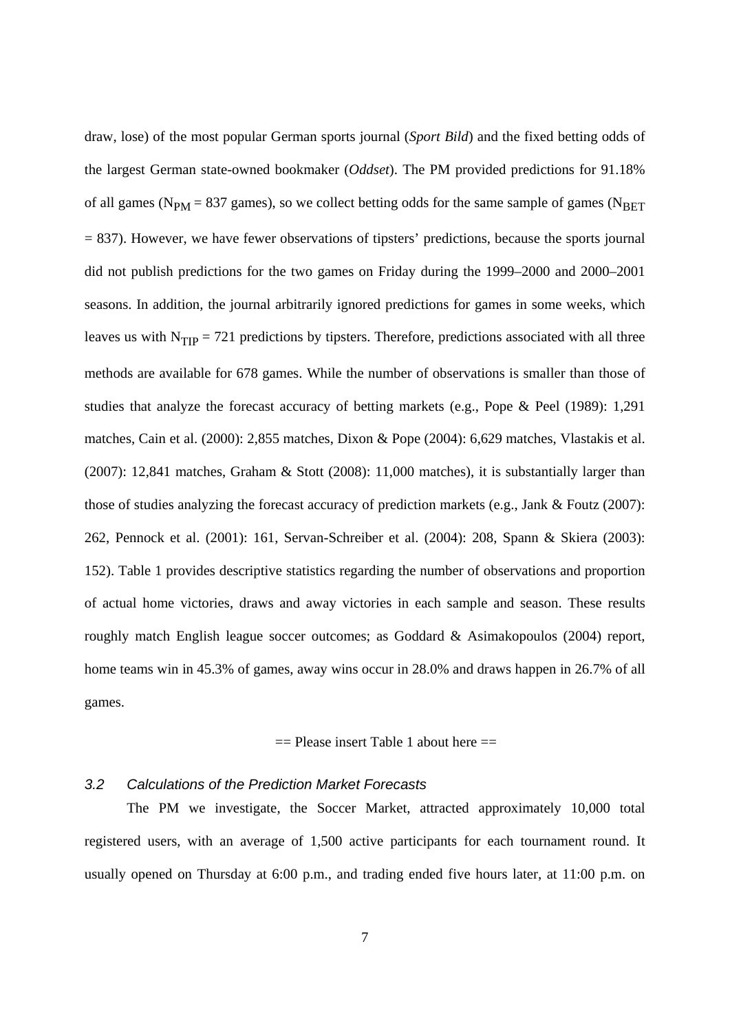draw, lose) of the most popular German sports journal (*Sport Bild*) and the fixed betting odds of the largest German state-owned bookmaker (*Oddset*). The PM provided predictions for 91.18% of all games ($N_{PM}$ = 837 games), so we collect betting odds for the same sample of games ($N_{BET}$ = 837). However, we have fewer observations of tipsters' predictions, because the sports journal did not publish predictions for the two games on Friday during the 1999–2000 and 2000–2001 seasons. In addition, the journal arbitrarily ignored predictions for games in some weeks, which leaves us with $N_{TIP}$ = 721 predictions by tipsters. Therefore, predictions associated with all three methods are available for 678 games. While the number of observations is smaller than those of studies that analyze the forecast accuracy of betting markets (e.g., Pope & Peel (1989): 1,291 matches, Cain et al. (2000): 2,855 matches, Dixon & Pope (2004): 6,629 matches, Vlastakis et al. (2007): 12,841 matches, Graham & Stott (2008): 11,000 matches), it is substantially larger than those of studies analyzing the forecast accuracy of prediction markets (e.g., Jank & Foutz (2007): 262, Pennock et al. (2001): 161, Servan-Schreiber et al. (2004): 208, Spann & Skiera (2003): 152). Table 1 provides descriptive statistics regarding the number of observations and proportion of actual home victories, draws and away victories in each sample and season. These results roughly match English league soccer outcomes; as Goddard & Asimakopoulos (2004) report, home teams win in 45.3% of games, away wins occur in 28.0% and draws happen in 26.7% of all games.

== Please insert Table 1 about here ==

### 3.2 Calculations of the Prediction Market Forecasts

The PM we investigate, the Soccer Market, attracted approximately 10,000 total registered users, with an average of 1,500 active participants for each tournament round. It usually opened on Thursday at 6:00 p.m., and trading ended five hours later, at 11:00 p.m. on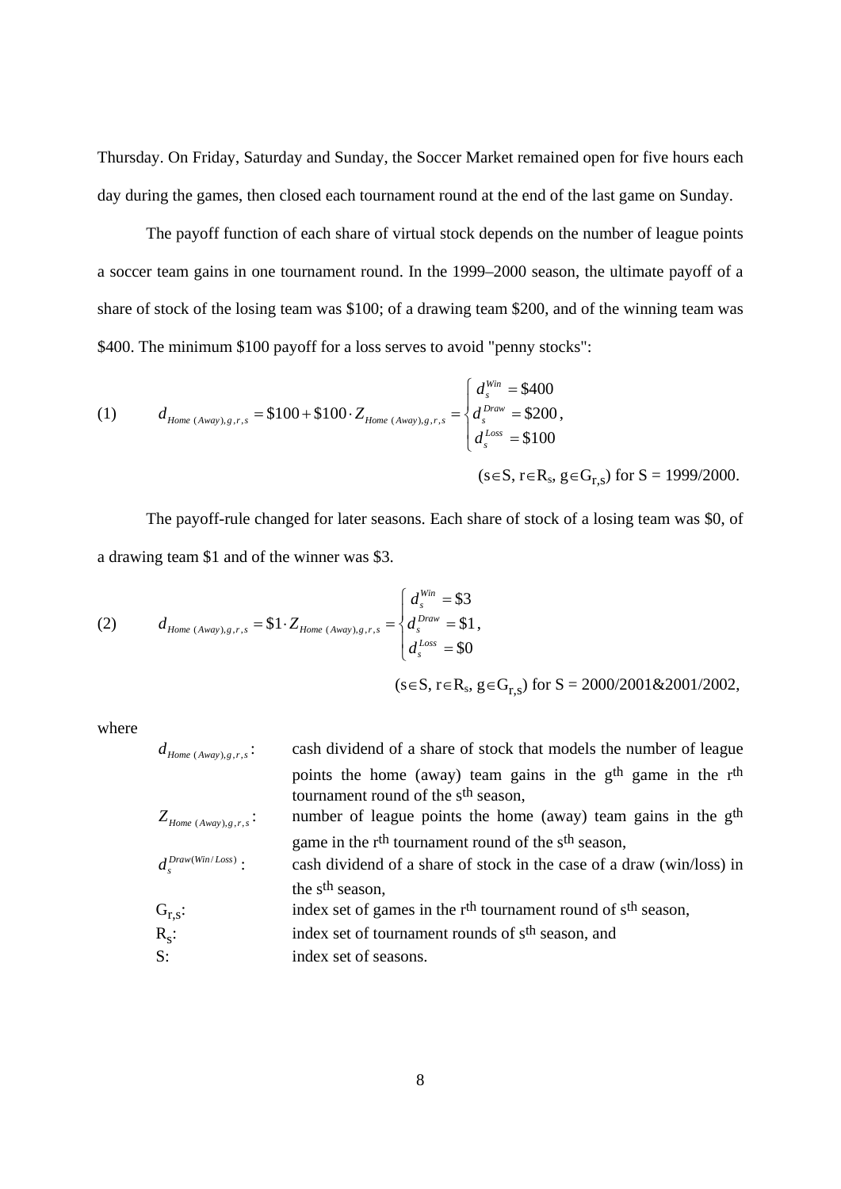Thursday. On Friday, Saturday and Sunday, the Soccer Market remained open for five hours each day during the games, then closed each tournament round at the end of the last game on Sunday.

The payoff function of each share of virtual stock depends on the number of league points a soccer team gains in one tournament round. In the 1999–2000 season, the ultimate payoff of a share of stock of the losing team was \$100; of a drawing team \$200, and of the winning team was \$400. The minimum \$100 payoff for a loss serves to avoid "penny stocks":

$$
(1) \qquad d_{Home\ (Away),g,r,s} = \$100 + \$100 \cdot Z_{Home\ (Away),g,r,s} = \begin{cases} d_s^{Win} = \$400 \\ d_s^{Draw} = \$200, \\ d_s^{Loss} = \$100 \end{cases}
$$

($s \in S$, $r \in R_s$, $g \in G_{r,s}$) for S = 1999/2000.

The payoff-rule changed for later seasons. Each share of stock of a losing team was \$0, of a drawing team \$1 and of the winner was \$3.

$$
(2) \qquad d_{Home\ (Away),g,r,s} = \$1 \cdot Z_{Home\ (Away),g,r,s} = \begin{cases} d_s^{Win} = \$3 \\ d_s^{Draw} = \$1, \\ d_s^{Loss} = \$0 \end{cases}
$$

($s \in S$, $r \in R_s$, $g \in G_{r,s}$) for S = 2000/2001&2001/2002,

where

| | |
|---|---|
| $d_{Home\ (Away),g,r,s}$: | cash dividend of a share of stock that models the number of league points the home (away) team gains in the $g^{th}$ game in the $r^{th}$ tournament round of the $s^{th}$ season, |
| $Z_{Home\ (Away),g,r,s}$: | number of league points the home (away) team gains in the $g^{th}$ game in the $r^{th}$ tournament round of the $s^{th}$ season, |
| $d_s^{Draw(Win/Loss)}$: | cash dividend of a share of stock in the case of a draw (win/loss) in the $s^{th}$ season, |
| $G_{r,s}$: | index set of games in the $r^{th}$ tournament round of $s^{th}$ season, |
| $R_s$: | index set of tournament rounds of $s^{th}$ season, and |
| S: | index set of seasons. |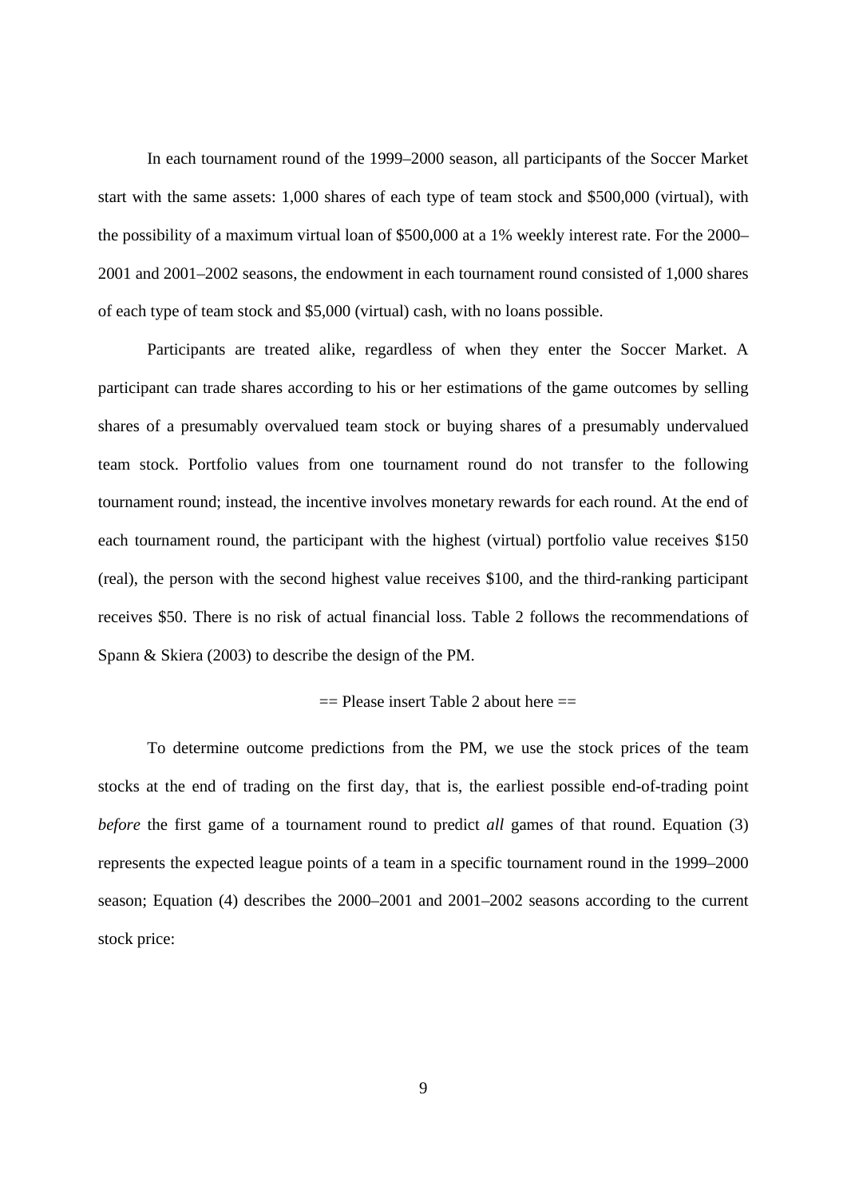In each tournament round of the 1999–2000 season, all participants of the Soccer Market start with the same assets: 1,000 shares of each type of team stock and $500,000 (virtual), with the possibility of a maximum virtual loan of $500,000 at a 1% weekly interest rate. For the 2000–2001 and 2001–2002 seasons, the endowment in each tournament round consisted of 1,000 shares of each type of team stock and $5,000 (virtual) cash, with no loans possible.

Participants are treated alike, regardless of when they enter the Soccer Market. A participant can trade shares according to his or her estimations of the game outcomes by selling shares of a presumably overvalued team stock or buying shares of a presumably undervalued team stock. Portfolio values from one tournament round do not transfer to the following tournament round; instead, the incentive involves monetary rewards for each round. At the end of each tournament round, the participant with the highest (virtual) portfolio value receives $150 (real), the person with the second highest value receives $100, and the third-ranking participant receives $50. There is no risk of actual financial loss. Table 2 follows the recommendations of Spann & Skiera (2003) to describe the design of the PM.

== Please insert Table 2 about here ==

To determine outcome predictions from the PM, we use the stock prices of the team stocks at the end of trading on the first day, that is, the earliest possible end-of-trading point *before* the first game of a tournament round to predict *all* games of that round. Equation (3) represents the expected league points of a team in a specific tournament round in the 1999–2000 season; Equation (4) describes the 2000–2001 and 2001–2002 seasons according to the current stock price: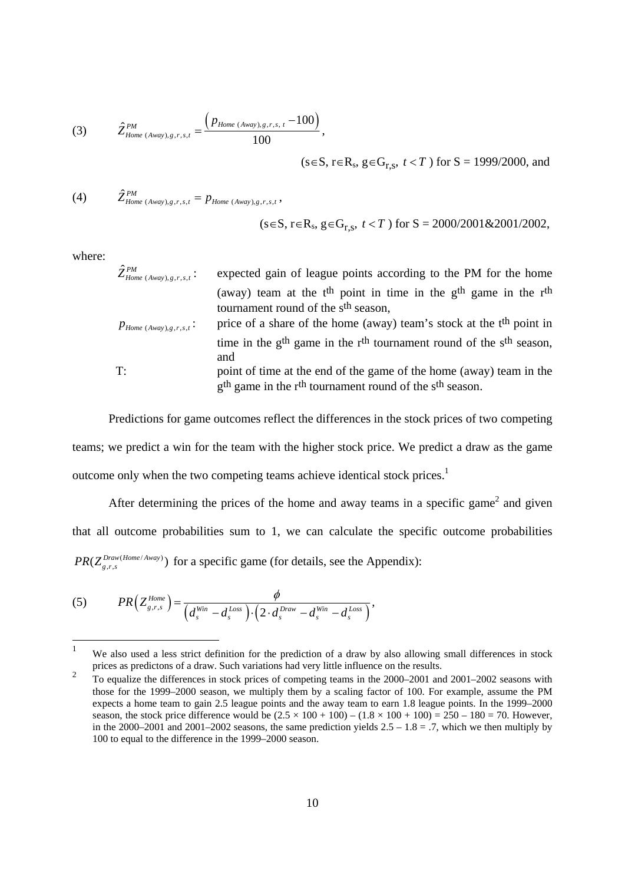$$\text{(3)} \qquad \hat{Z}^{PM}_{Home\ (Away),g,r,s,t} = \frac{\left(p_{Home\ (Away),g,r,s,\ t} - 100\right)}{100},$$

(s∈S, r∈R$_s$, g∈G$_{r,s}$, $t < T$ ) for S = 1999/2000, and

$$\text{(4)} \qquad \hat{Z}^{PM}_{Home\ (Away),g,r,s,t} = p_{Home\ (Away),g,r,s,t},$$

(s∈S, r∈R$_s$, g∈G$_{r,s}$, $t < T$ ) for S = 2000/2001&2001/2002,

where:

$\hat{Z}^{PM}_{Home\ (Away),g,r,s,t}$: expected gain of league points according to the PM for the home (away) team at the t$^{th}$ point in time in the g$^{th}$ game in the r$^{th}$ tournament round of the s$^{th}$ season,

$p_{Home\ (Away),g,r,s,t}$: price of a share of the home (away) team's stock at the t$^{th}$ point in time in the g$^{th}$ game in the r$^{th}$ tournament round of the s$^{th}$ season, and

T: point of time at the end of the game of the home (away) team in the g$^{th}$ game in the r$^{th}$ tournament round of the s$^{th}$ season.

Predictions for game outcomes reflect the differences in the stock prices of two competing teams; we predict a win for the team with the higher stock price. We predict a draw as the game outcome only when the two competing teams achieve identical stock prices.[1]

After determining the prices of the home and away teams in a specific game[2] and given that all outcome probabilities sum to 1, we can calculate the specific outcome probabilities $PR(Z^{Draw(Home/Away)}_{g,r,s})$ for a specific game (for details, see the Appendix):

$$\text{(5)} \qquad PR\left(Z^{Home}_{g,r,s}\right) = \frac{\phi}{\left(d^{Win}_s - d^{Loss}_s\right) \cdot \left(2 \cdot d^{Draw}_s - d^{Win}_s - d^{Loss}_s\right)},$$

[1] We also used a less strict definition for the prediction of a draw by also allowing small differences in stock prices as predictons of a draw. Such variations had very little influence on the results.

[2] To equalize the differences in stock prices of competing teams in the 2000–2001 and 2001–2002 seasons with those for the 1999–2000 season, we multiply them by a scaling factor of 100. For example, assume the PM expects a home team to gain 2.5 league points and the away team to earn 1.8 league points. In the 1999–2000 season, the stock price difference would be (2.5 × 100 + 100) – (1.8 × 100 + 100) = 250 – 180 = 70. However, in the 2000–2001 and 2001–2002 seasons, the same prediction yields 2.5 – 1.8 = .7, which we then multiply by 100 to equal to the difference in the 1999–2000 season.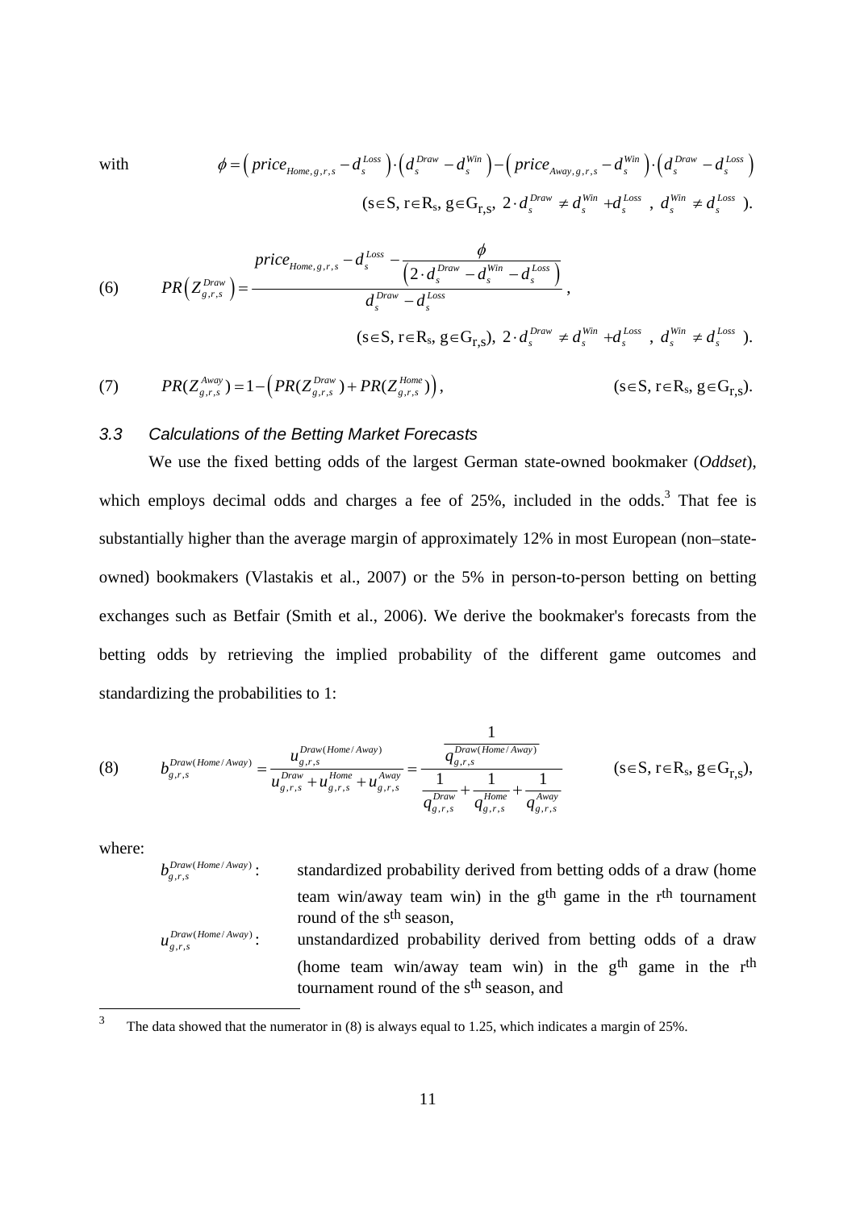with $$\phi = \left( price_{Home,g,r,s} - d_s^{Loss} \right) \cdot \left( d_s^{Draw} - d_s^{Win} \right) - \left( price_{Away,g,r,s} - d_s^{Win} \right) \cdot \left( d_s^{Draw} - d_s^{Loss} \right)$$

$$(s \in S,\ r \in R_s,\ g \in G_{r,s},\ 2 \cdot d_s^{Draw} \neq d_s^{Win} + d_s^{Loss}\ ,\ d_s^{Win} \neq d_s^{Loss}\ ).$$

(6) $$PR\left( Z_{g,r,s}^{Draw} \right) = \frac{price_{Home,g,r,s} - d_s^{Loss} - \dfrac{\phi}{\left( 2 \cdot d_s^{Draw} - d_s^{Win} - d_s^{Loss} \right)}}{d_s^{Draw} - d_s^{Loss}},$$

$$(s \in S,\ r \in R_s,\ g \in G_{r,s}),\ 2 \cdot d_s^{Draw} \neq d_s^{Win} + d_s^{Loss}\ ,\ d_s^{Win} \neq d_s^{Loss}\ ).$$

(7) $$PR(Z_{g,r,s}^{Away}) = 1 - \left( PR(Z_{g,r,s}^{Draw}) + PR(Z_{g,r,s}^{Home}) \right), \qquad (s \in S,\ r \in R_s,\ g \in G_{r,s}).$$

### *3.3 Calculations of the Betting Market Forecasts*

We use the fixed betting odds of the largest German state-owned bookmaker (*Oddset*), which employs decimal odds and charges a fee of 25%, included in the odds.[3] That fee is substantially higher than the average margin of approximately 12% in most European (non–state-owned) bookmakers (Vlastakis et al., 2007) or the 5% in person-to-person betting on betting exchanges such as Betfair (Smith et al., 2006). We derive the bookmaker's forecasts from the betting odds by retrieving the implied probability of the different game outcomes and standardizing the probabilities to 1:

(8) $$b_{g,r,s}^{Draw(Home/Away)} = \frac{u_{g,r,s}^{Draw(Home/Away)}}{u_{g,r,s}^{Draw} + u_{g,r,s}^{Home} + u_{g,r,s}^{Away}} = \frac{\dfrac{1}{q_{g,r,s}^{Draw(Home/Away)}}}{\dfrac{1}{q_{g,r,s}^{Draw}} + \dfrac{1}{q_{g,r,s}^{Home}} + \dfrac{1}{q_{g,r,s}^{Away}}} \qquad (s \in S,\ r \in R_s,\ g \in G_{r,s}),$$

where:

$b_{g,r,s}^{Draw(Home/Away)}$: standardized probability derived from betting odds of a draw (home team win/away team win) in the $g^{th}$ game in the $r^{th}$ tournament round of the $s^{th}$ season,

$u_{g,r,s}^{Draw(Home/Away)}$: unstandardized probability derived from betting odds of a draw (home team win/away team win) in the $g^{th}$ game in the $r^{th}$ tournament round of the $s^{th}$ season, and

[3] The data showed that the numerator in (8) is always equal to 1.25, which indicates a margin of 25%.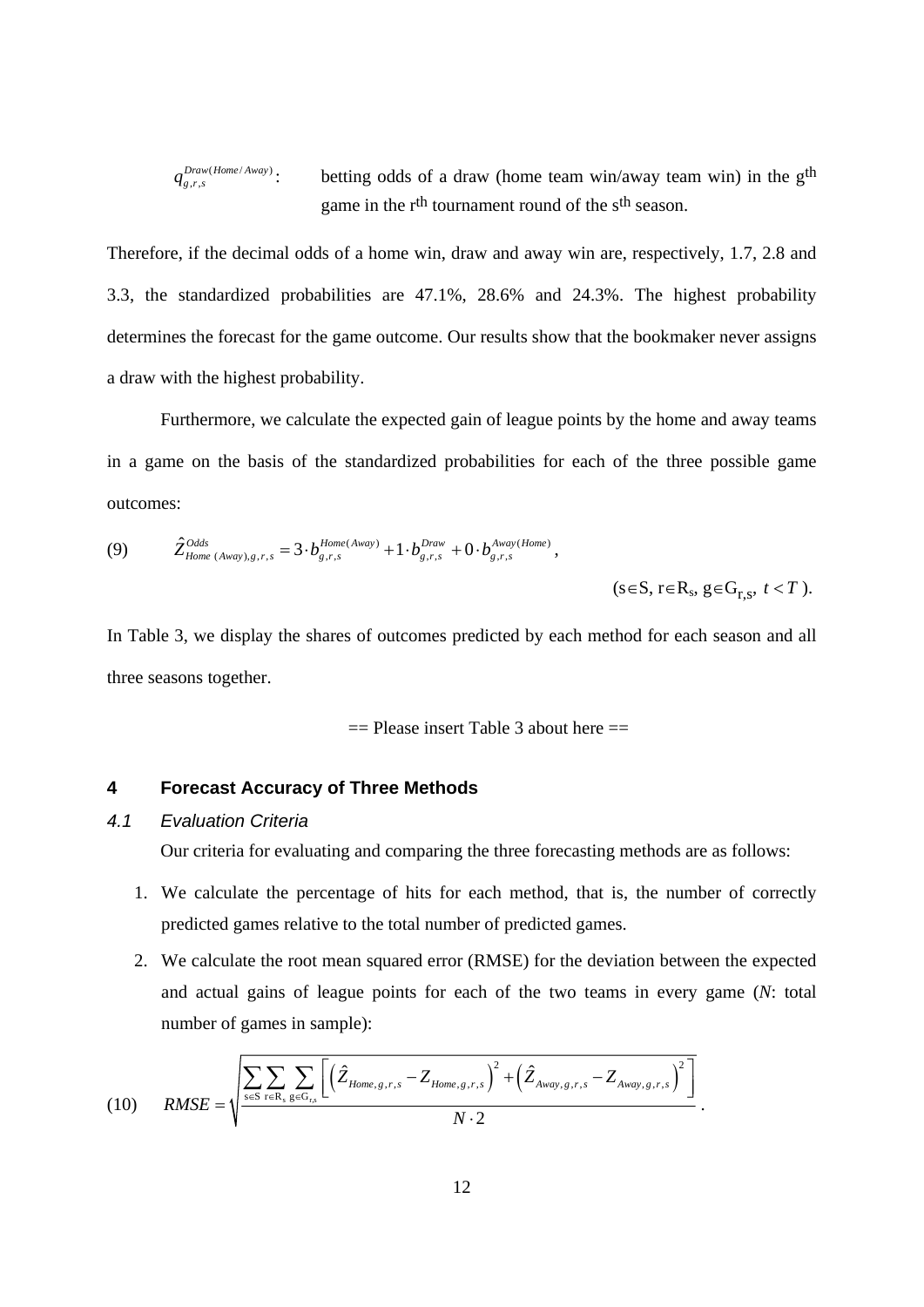$q_{g,r,s}^{Draw(Home/Away)}$: betting odds of a draw (home team win/away team win) in the g[th] game in the r[th] tournament round of the s[th] season.

Therefore, if the decimal odds of a home win, draw and away win are, respectively, 1.7, 2.8 and 3.3, the standardized probabilities are 47.1%, 28.6% and 24.3%. The highest probability determines the forecast for the game outcome. Our results show that the bookmaker never assigns a draw with the highest probability.

Furthermore, we calculate the expected gain of league points by the home and away teams in a game on the basis of the standardized probabilities for each of the three possible game outcomes:

$$\hat{Z}_{Home\ (Away),g,r,s}^{Odds} = 3 \cdot b_{g,r,s}^{Home(Away)} + 1 \cdot b_{g,r,s}^{Draw} + 0 \cdot b_{g,r,s}^{Away(Home)}, \quad (9)$$

$$(s \in S,\ r \in R_s,\ g \in G_{r,s},\ t < T).$$

In Table 3, we display the shares of outcomes predicted by each method for each season and all three seasons together.

== Please insert Table 3 about here ==

## 4 Forecast Accuracy of Three Methods

### 4.1 Evaluation Criteria

Our criteria for evaluating and comparing the three forecasting methods are as follows:

1. We calculate the percentage of hits for each method, that is, the number of correctly predicted games relative to the total number of predicted games.
2. We calculate the root mean squared error (RMSE) for the deviation between the expected and actual gains of league points for each of the two teams in every game ($N$: total number of games in sample):

$$RMSE = \sqrt{\frac{\sum_{s \in S} \sum_{r \in R_s} \sum_{g \in G_{r,s}} \left[ \left( \hat{Z}_{Home,g,r,s} - Z_{Home,g,r,s} \right)^2 + \left( \hat{Z}_{Away,g,r,s} - Z_{Away,g,r,s} \right)^2 \right]}{N \cdot 2}}. \quad (10)$$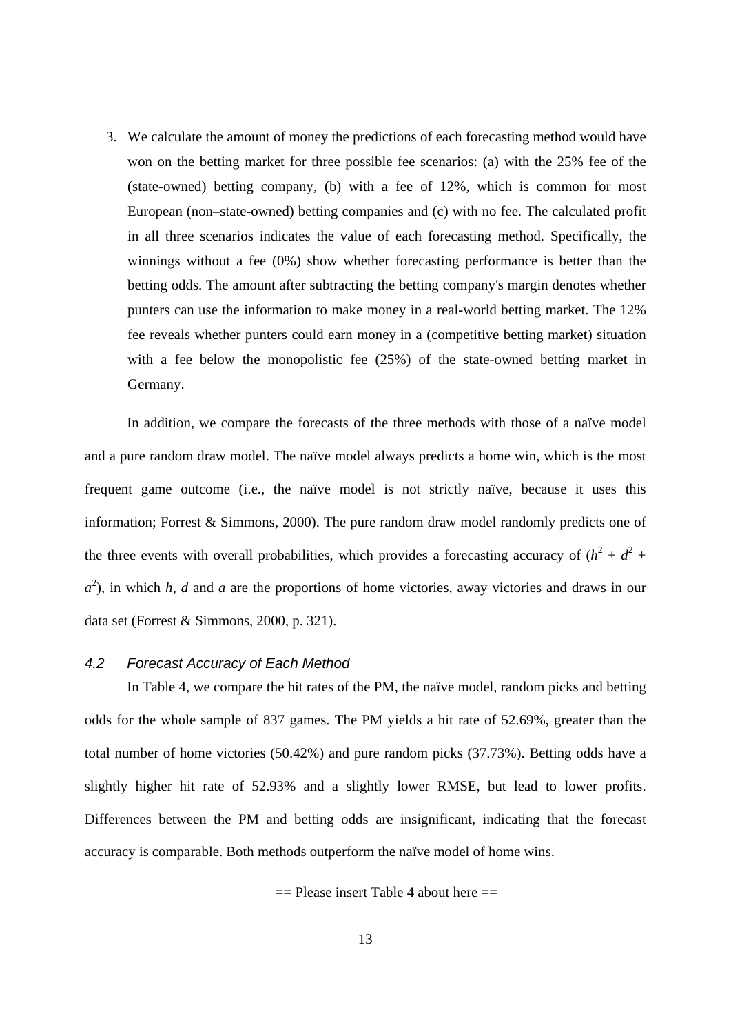3. We calculate the amount of money the predictions of each forecasting method would have won on the betting market for three possible fee scenarios: (a) with the 25% fee of the (state-owned) betting company, (b) with a fee of 12%, which is common for most European (non–state-owned) betting companies and (c) with no fee. The calculated profit in all three scenarios indicates the value of each forecasting method. Specifically, the winnings without a fee (0%) show whether forecasting performance is better than the betting odds. The amount after subtracting the betting company's margin denotes whether punters can use the information to make money in a real-world betting market. The 12% fee reveals whether punters could earn money in a (competitive betting market) situation with a fee below the monopolistic fee (25%) of the state-owned betting market in Germany.

In addition, we compare the forecasts of the three methods with those of a naïve model and a pure random draw model. The naïve model always predicts a home win, which is the most frequent game outcome (i.e., the naïve model is not strictly naïve, because it uses this information; Forrest & Simmons, 2000). The pure random draw model randomly predicts one of the three events with overall probabilities, which provides a forecasting accuracy of ($h^2 + d^2 + a^2$), in which $h$, $d$ and $a$ are the proportions of home victories, away victories and draws in our data set (Forrest & Simmons, 2000, p. 321).

### *4.2 Forecast Accuracy of Each Method*

In Table 4, we compare the hit rates of the PM, the naïve model, random picks and betting odds for the whole sample of 837 games. The PM yields a hit rate of 52.69%, greater than the total number of home victories (50.42%) and pure random picks (37.73%). Betting odds have a slightly higher hit rate of 52.93% and a slightly lower RMSE, but lead to lower profits. Differences between the PM and betting odds are insignificant, indicating that the forecast accuracy is comparable. Both methods outperform the naïve model of home wins.

== Please insert Table 4 about here ==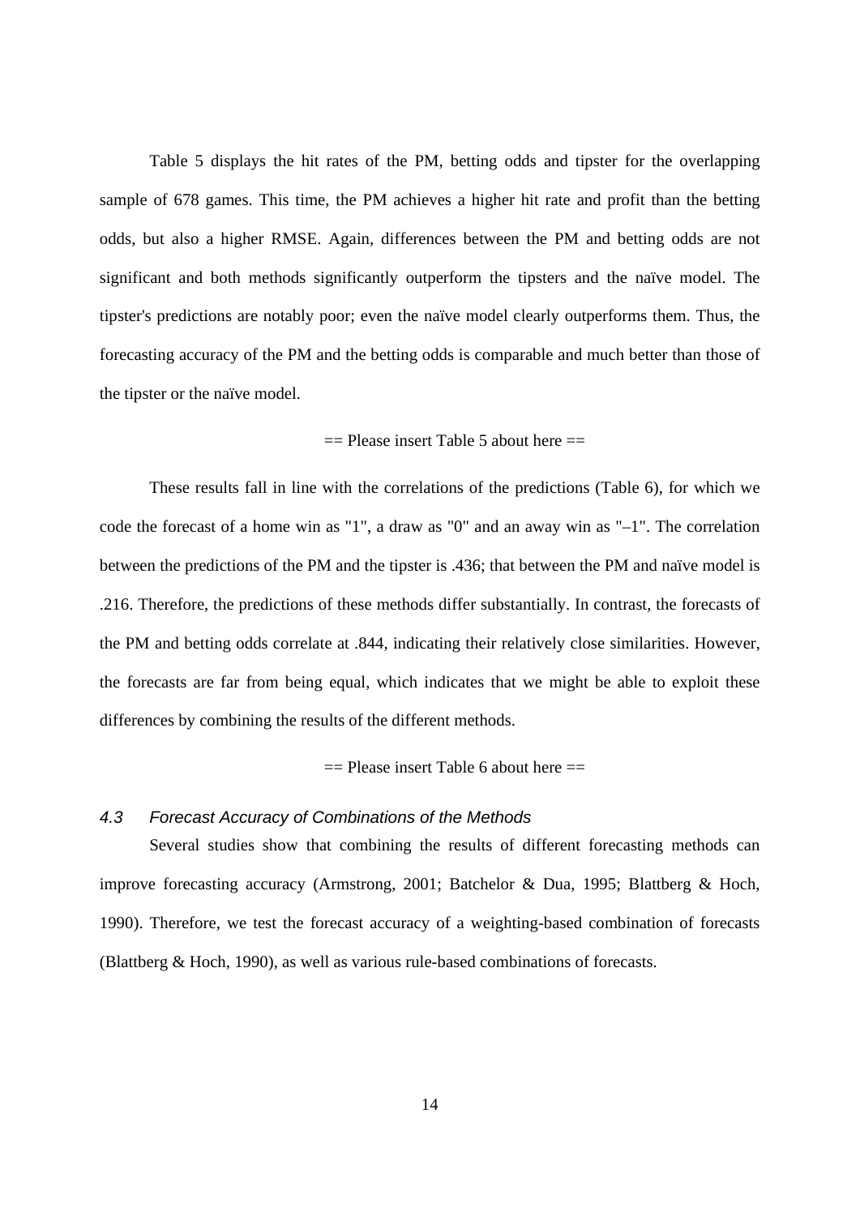Table 5 displays the hit rates of the PM, betting odds and tipster for the overlapping sample of 678 games. This time, the PM achieves a higher hit rate and profit than the betting odds, but also a higher RMSE. Again, differences between the PM and betting odds are not significant and both methods significantly outperform the tipsters and the naïve model. The tipster's predictions are notably poor; even the naïve model clearly outperforms them. Thus, the forecasting accuracy of the PM and the betting odds is comparable and much better than those of the tipster or the naïve model.

== Please insert Table 5 about here ==

These results fall in line with the correlations of the predictions (Table 6), for which we code the forecast of a home win as "1", a draw as "0" and an away win as "–1". The correlation between the predictions of the PM and the tipster is .436; that between the PM and naïve model is .216. Therefore, the predictions of these methods differ substantially. In contrast, the forecasts of the PM and betting odds correlate at .844, indicating their relatively close similarities. However, the forecasts are far from being equal, which indicates that we might be able to exploit these differences by combining the results of the different methods.

== Please insert Table 6 about here ==

### *4.3 Forecast Accuracy of Combinations of the Methods*

Several studies show that combining the results of different forecasting methods can improve forecasting accuracy (Armstrong, 2001; Batchelor & Dua, 1995; Blattberg & Hoch, 1990). Therefore, we test the forecast accuracy of a weighting-based combination of forecasts (Blattberg & Hoch, 1990), as well as various rule-based combinations of forecasts.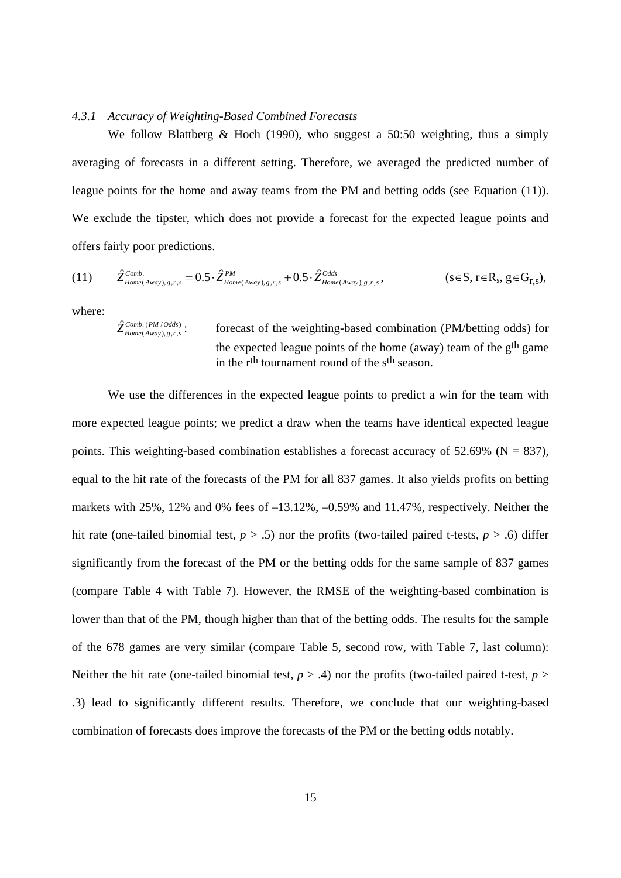#### *4.3.1 Accuracy of Weighting-Based Combined Forecasts*

We follow Blattberg & Hoch (1990), who suggest a 50:50 weighting, thus a simply averaging of forecasts in a different setting. Therefore, we averaged the predicted number of league points for the home and away teams from the PM and betting odds (see Equation (11)). We exclude the tipster, which does not provide a forecast for the expected league points and offers fairly poor predictions.

$$\hat{Z}^{Comb.}_{Home(Away),g,r,s} = 0.5 \cdot \hat{Z}^{PM}_{Home(Away),g,r,s} + 0.5 \cdot \hat{Z}^{Odds}_{Home(Away),g,r,s}, \qquad (s \in S,\ r \in R_s,\ g \in G_{r,s}), \tag{11}$$

where:

$\hat{Z}^{Comb.(PM/Odds)}_{Home(Away),g,r,s}$: forecast of the weighting-based combination (PM/betting odds) for the expected league points of the home (away) team of the g[th] game in the r[th] tournament round of the s[th] season.

We use the differences in the expected league points to predict a win for the team with more expected league points; we predict a draw when the teams have identical expected league points. This weighting-based combination establishes a forecast accuracy of 52.69% (N = 837), equal to the hit rate of the forecasts of the PM for all 837 games. It also yields profits on betting markets with 25%, 12% and 0% fees of –13.12%, –0.59% and 11.47%, respectively. Neither the hit rate (one-tailed binomial test, $p > .5$) nor the profits (two-tailed paired t-tests, $p > .6$) differ significantly from the forecast of the PM or the betting odds for the same sample of 837 games (compare Table 4 with Table 7). However, the RMSE of the weighting-based combination is lower than that of the PM, though higher than that of the betting odds. The results for the sample of the 678 games are very similar (compare Table 5, second row, with Table 7, last column): Neither the hit rate (one-tailed binomial test, $p > .4$) nor the profits (two-tailed paired t-test, $p > .3$) lead to significantly different results. Therefore, we conclude that our weighting-based combination of forecasts does improve the forecasts of the PM or the betting odds notably.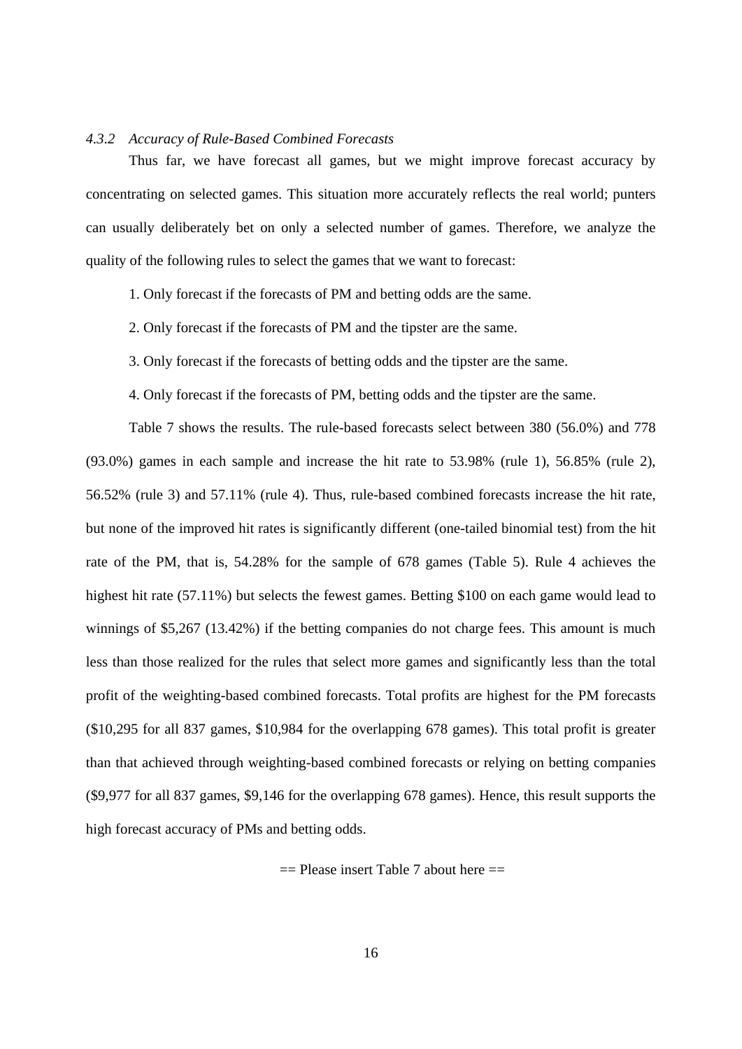#### *4.3.2 Accuracy of Rule-Based Combined Forecasts*

Thus far, we have forecast all games, but we might improve forecast accuracy by concentrating on selected games. This situation more accurately reflects the real world; punters can usually deliberately bet on only a selected number of games. Therefore, we analyze the quality of the following rules to select the games that we want to forecast:

1. Only forecast if the forecasts of PM and betting odds are the same.
2. Only forecast if the forecasts of PM and the tipster are the same.
3. Only forecast if the forecasts of betting odds and the tipster are the same.
4. Only forecast if the forecasts of PM, betting odds and the tipster are the same.

Table 7 shows the results. The rule-based forecasts select between 380 (56.0%) and 778 (93.0%) games in each sample and increase the hit rate to 53.98% (rule 1), 56.85% (rule 2), 56.52% (rule 3) and 57.11% (rule 4). Thus, rule-based combined forecasts increase the hit rate, but none of the improved hit rates is significantly different (one-tailed binomial test) from the hit rate of the PM, that is, 54.28% for the sample of 678 games (Table 5). Rule 4 achieves the highest hit rate (57.11%) but selects the fewest games. Betting \$100 on each game would lead to winnings of \$5,267 (13.42%) if the betting companies do not charge fees. This amount is much less than those realized for the rules that select more games and significantly less than the total profit of the weighting-based combined forecasts. Total profits are highest for the PM forecasts (\$10,295 for all 837 games, \$10,984 for the overlapping 678 games). This total profit is greater than that achieved through weighting-based combined forecasts or relying on betting companies (\$9,977 for all 837 games, \$9,146 for the overlapping 678 games). Hence, this result supports the high forecast accuracy of PMs and betting odds.

== Please insert Table 7 about here ==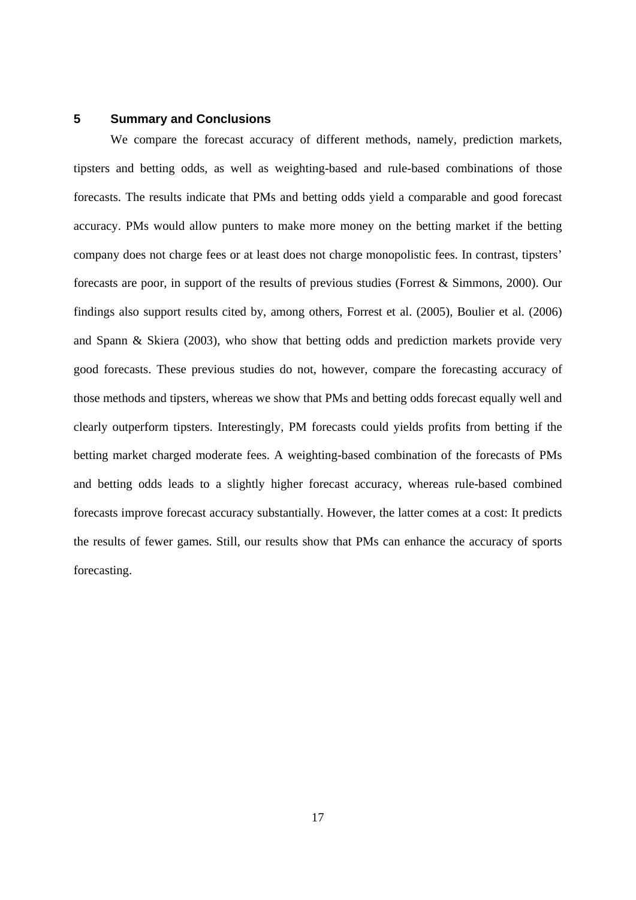## 5 Summary and Conclusions

We compare the forecast accuracy of different methods, namely, prediction markets, tipsters and betting odds, as well as weighting-based and rule-based combinations of those forecasts. The results indicate that PMs and betting odds yield a comparable and good forecast accuracy. PMs would allow punters to make more money on the betting market if the betting company does not charge fees or at least does not charge monopolistic fees. In contrast, tipsters' forecasts are poor, in support of the results of previous studies (Forrest & Simmons, 2000). Our findings also support results cited by, among others, Forrest et al. (2005), Boulier et al. (2006) and Spann & Skiera (2003), who show that betting odds and prediction markets provide very good forecasts. These previous studies do not, however, compare the forecasting accuracy of those methods and tipsters, whereas we show that PMs and betting odds forecast equally well and clearly outperform tipsters. Interestingly, PM forecasts could yields profits from betting if the betting market charged moderate fees. A weighting-based combination of the forecasts of PMs and betting odds leads to a slightly higher forecast accuracy, whereas rule-based combined forecasts improve forecast accuracy substantially. However, the latter comes at a cost: It predicts the results of fewer games. Still, our results show that PMs can enhance the accuracy of sports forecasting.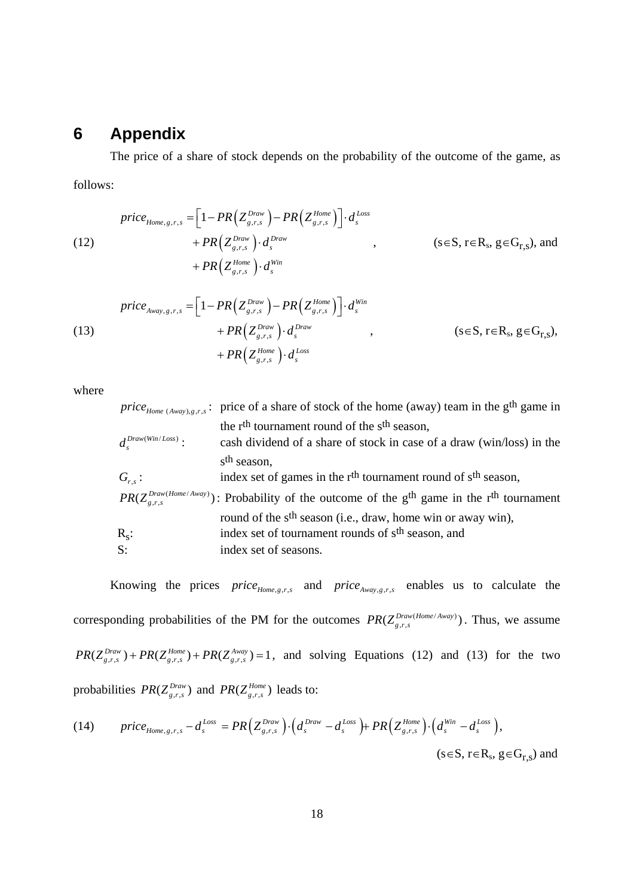# 6 Appendix

The price of a share of stock depends on the probability of the outcome of the game, as follows:

$$
\begin{aligned}
price_{Home,g,r,s} = & \left[1 - PR\left(Z_{g,r,s}^{Draw}\right) - PR\left(Z_{g,r,s}^{Home}\right)\right] \cdot d_s^{Loss} \\
& + PR\left(Z_{g,r,s}^{Draw}\right) \cdot d_s^{Draw} \\
& + PR\left(Z_{g,r,s}^{Home}\right) \cdot d_s^{Win}
\end{aligned}
\quad , \qquad (s \in S,\ r \in R_s,\ g \in G_{r,s}), \text{ and} \tag{12}
$$

$$
\begin{aligned}
price_{Away,g,r,s} = & \left[1 - PR\left(Z_{g,r,s}^{Draw}\right) - PR\left(Z_{g,r,s}^{Home}\right)\right] \cdot d_s^{Win} \\
& + PR\left(Z_{g,r,s}^{Draw}\right) \cdot d_s^{Draw} \\
& + PR\left(Z_{g,r,s}^{Home}\right) \cdot d_s^{Loss}
\end{aligned}
\quad , \qquad (s \in S,\ r \in R_s,\ g \in G_{r,s}), \tag{13}
$$

where

| | |
|---|---|
| $price_{Home\ (Away),g,r,s}$: | price of a share of stock of the home (away) team in the g[th] game in the r[th] tournament round of the s[th] season, |
| $d_s^{Draw(Win/Loss)}$: | cash dividend of a share of stock in case of a draw (win/loss) in the s[th] season, |
| $G_{r,s}$: | index set of games in the r[th] tournament round of s[th] season, |
| $PR(Z_{g,r,s}^{Draw(Home/Away)})$: | Probability of the outcome of the g[th] game in the r[th] tournament round of the s[th] season (i.e., draw, home win or away win), |
| $R_s$: | index set of tournament rounds of s[th] season, and |
| S: | index set of seasons. |

Knowing the prices $price_{Home,g,r,s}$ and $price_{Away,g,r,s}$ enables us to calculate the corresponding probabilities of the PM for the outcomes $PR(Z_{g,r,s}^{Draw(Home/Away)})$. Thus, we assume $PR(Z_{g,r,s}^{Draw}) + PR(Z_{g,r,s}^{Home}) + PR(Z_{g,r,s}^{Away}) = 1$, and solving Equations (12) and (13) for the two probabilities $PR(Z_{g,r,s}^{Draw})$ and $PR(Z_{g,r,s}^{Home})$ leads to:

$$
price_{Home,g,r,s} - d_s^{Loss} = PR\left(Z_{g,r,s}^{Draw}\right) \cdot \left(d_s^{Draw} - d_s^{Loss}\right) + PR\left(Z_{g,r,s}^{Home}\right) \cdot \left(d_s^{Win} - d_s^{Loss}\right), \tag{14}
$$

$(s \in S,\ r \in R_s,\ g \in G_{r,s})$ and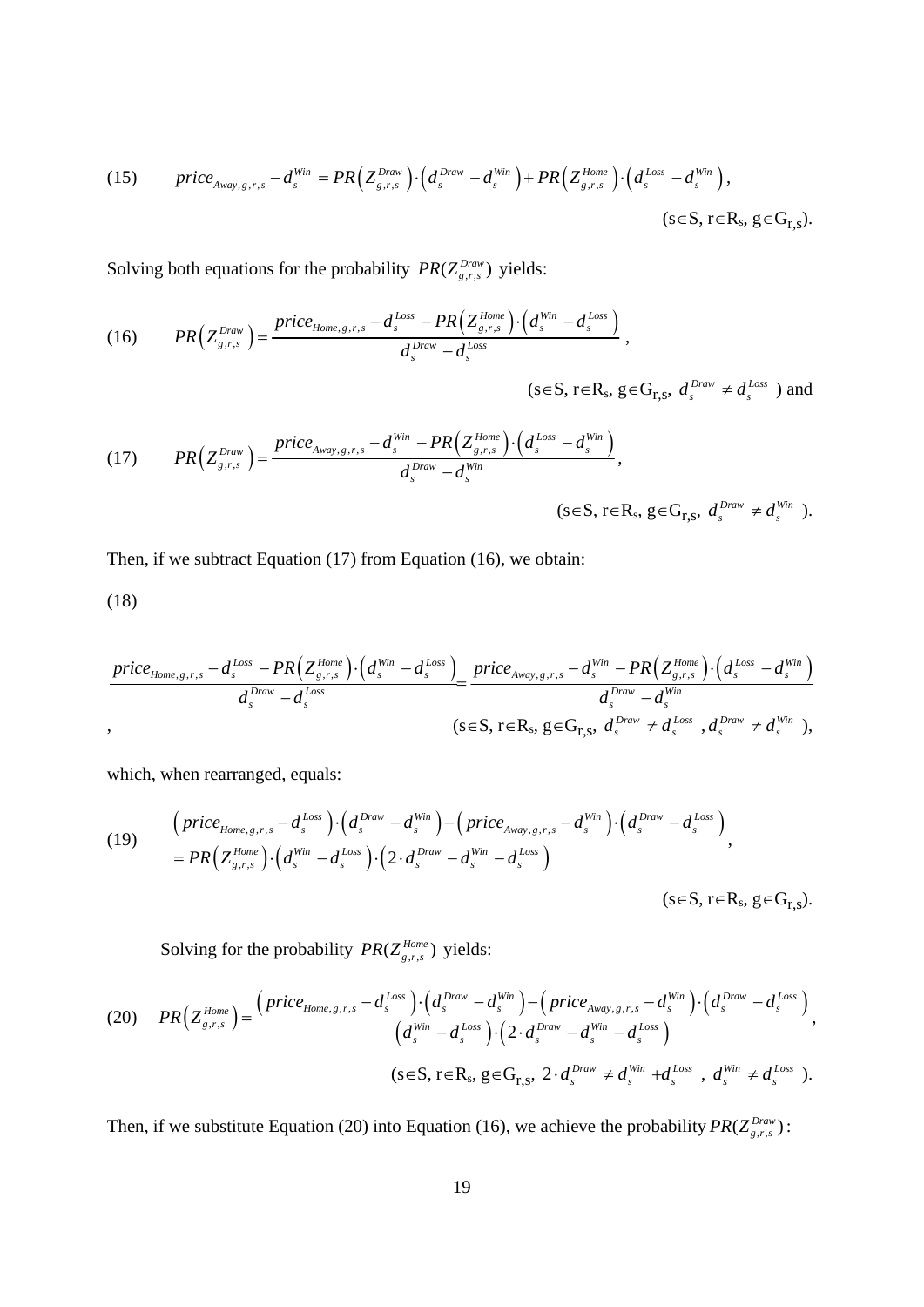$$(15) \qquad price_{Away,g,r,s} - d_s^{Win} = PR\left(Z_{g,r,s}^{Draw}\right) \cdot \left(d_s^{Draw} - d_s^{Win}\right) + PR\left(Z_{g,r,s}^{Home}\right) \cdot \left(d_s^{Loss} - d_s^{Win}\right),$$

(s∈S, r∈$R_s$, g∈$G_{r,s}$).

Solving both equations for the probability $PR(Z_{g,r,s}^{Draw})$ yields:

$$(16) \qquad PR\left(Z_{g,r,s}^{Draw}\right) = \frac{price_{Home,g,r,s} - d_s^{Loss} - PR\left(Z_{g,r,s}^{Home}\right) \cdot \left(d_s^{Win} - d_s^{Loss}\right)}{d_s^{Draw} - d_s^{Loss}},$$

(s∈S, r∈$R_s$, g∈$G_{r,s}$, $d_s^{Draw} \neq d_s^{Loss}$ ) and

$$(17) \qquad PR\left(Z_{g,r,s}^{Draw}\right) = \frac{price_{Away,g,r,s} - d_s^{Win} - PR\left(Z_{g,r,s}^{Home}\right) \cdot \left(d_s^{Loss} - d_s^{Win}\right)}{d_s^{Draw} - d_s^{Win}},$$

(s∈S, r∈$R_s$, g∈$G_{r,s}$, $d_s^{Draw} \neq d_s^{Win}$ ).

Then, if we subtract Equation (17) from Equation (16), we obtain:

(18)

$$\frac{price_{Home,g,r,s} - d_s^{Loss} - PR\left(Z_{g,r,s}^{Home}\right) \cdot \left(d_s^{Win} - d_s^{Loss}\right)}{d_s^{Draw} - d_s^{Loss}} = \frac{price_{Away,g,r,s} - d_s^{Win} - PR\left(Z_{g,r,s}^{Home}\right) \cdot \left(d_s^{Loss} - d_s^{Win}\right)}{d_s^{Draw} - d_s^{Win}},$$

(s∈S, r∈$R_s$, g∈$G_{r,s}$, $d_s^{Draw} \neq d_s^{Loss}$ , $d_s^{Draw} \neq d_s^{Win}$ ),

which, when rearranged, equals:

$$(19) \qquad \begin{aligned} &\left(price_{Home,g,r,s} - d_s^{Loss}\right) \cdot \left(d_s^{Draw} - d_s^{Win}\right) - \left(price_{Away,g,r,s} - d_s^{Win}\right) \cdot \left(d_s^{Draw} - d_s^{Loss}\right) \\ &= PR\left(Z_{g,r,s}^{Home}\right) \cdot \left(d_s^{Win} - d_s^{Loss}\right) \cdot \left(2 \cdot d_s^{Draw} - d_s^{Win} - d_s^{Loss}\right) \end{aligned},$$

(s∈S, r∈$R_s$, g∈$G_{r,s}$).

Solving for the probability $PR(Z_{g,r,s}^{Home})$ yields:

$$(20) \qquad PR\left(Z_{g,r,s}^{Home}\right) = \frac{\left(price_{Home,g,r,s} - d_s^{Loss}\right) \cdot \left(d_s^{Draw} - d_s^{Win}\right) - \left(price_{Away,g,r,s} - d_s^{Win}\right) \cdot \left(d_s^{Draw} - d_s^{Loss}\right)}{\left(d_s^{Win} - d_s^{Loss}\right) \cdot \left(2 \cdot d_s^{Draw} - d_s^{Win} - d_s^{Loss}\right)},$$

(s∈S, r∈$R_s$, g∈$G_{r,s}$, $2 \cdot d_s^{Draw} \neq d_s^{Win} + d_s^{Loss}$ , $d_s^{Win} \neq d_s^{Loss}$ ).

Then, if we substitute Equation (20) into Equation (16), we achieve the probability $PR(Z_{g,r,s}^{Draw})$: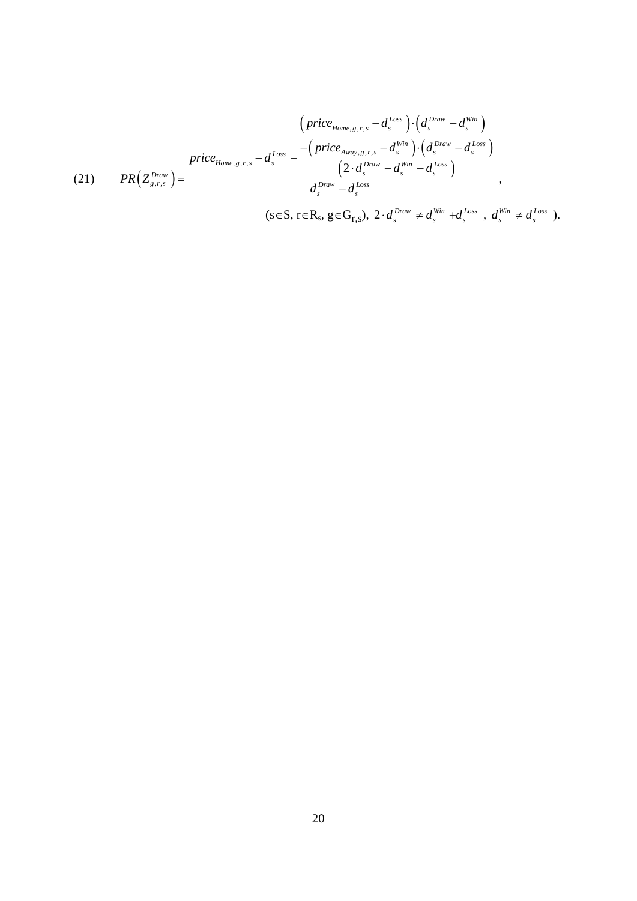$$(21)\qquad PR\left(Z_{g,r,s}^{Draw}\right)=\frac{price_{Home,g,r,s}-d_s^{Loss}-\dfrac{\left(price_{Home,g,r,s}-d_s^{Loss}\right)\cdot\left(d_s^{Draw}-d_s^{Win}\right)-\left(price_{Away,g,r,s}-d_s^{Win}\right)\cdot\left(d_s^{Draw}-d_s^{Loss}\right)}{\left(2\cdot d_s^{Draw}-d_s^{Win}-d_s^{Loss}\right)}}{d_s^{Draw}-d_s^{Loss}},$$

$$(s\in S,\ r\in R_s,\ g\in G_{r,s}),\ 2\cdot d_s^{Draw}\neq d_s^{Win}+d_s^{Loss},\ d_s^{Win}\neq d_s^{Loss}\ ).$$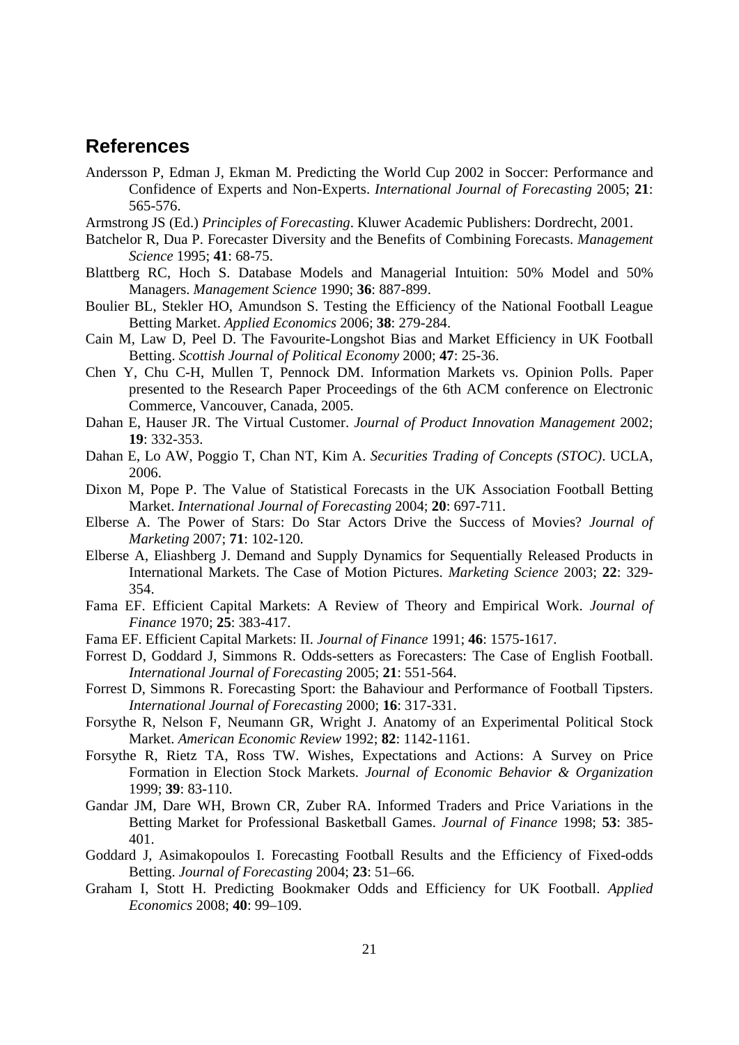## References

Andersson P, Edman J, Ekman M. Predicting the World Cup 2002 in Soccer: Performance and Confidence of Experts and Non-Experts. *International Journal of Forecasting* 2005; **21**: 565-576.

Armstrong JS (Ed.) *Principles of Forecasting*. Kluwer Academic Publishers: Dordrecht, 2001.

Batchelor R, Dua P. Forecaster Diversity and the Benefits of Combining Forecasts. *Management Science* 1995; **41**: 68-75.

Blattberg RC, Hoch S. Database Models and Managerial Intuition: 50% Model and 50% Managers. *Management Science* 1990; **36**: 887-899.

Boulier BL, Stekler HO, Amundson S. Testing the Efficiency of the National Football League Betting Market. *Applied Economics* 2006; **38**: 279-284.

Cain M, Law D, Peel D. The Favourite-Longshot Bias and Market Efficiency in UK Football Betting. *Scottish Journal of Political Economy* 2000; **47**: 25-36.

Chen Y, Chu C-H, Mullen T, Pennock DM. Information Markets vs. Opinion Polls. Paper presented to the Research Paper Proceedings of the 6th ACM conference on Electronic Commerce, Vancouver, Canada, 2005.

Dahan E, Hauser JR. The Virtual Customer. *Journal of Product Innovation Management* 2002; **19**: 332-353.

Dahan E, Lo AW, Poggio T, Chan NT, Kim A. *Securities Trading of Concepts (STOC)*. UCLA, 2006.

Dixon M, Pope P. The Value of Statistical Forecasts in the UK Association Football Betting Market. *International Journal of Forecasting* 2004; **20**: 697-711.

Elberse A. The Power of Stars: Do Star Actors Drive the Success of Movies? *Journal of Marketing* 2007; **71**: 102-120.

Elberse A, Eliashberg J. Demand and Supply Dynamics for Sequentially Released Products in International Markets. The Case of Motion Pictures. *Marketing Science* 2003; **22**: 329-354.

Fama EF. Efficient Capital Markets: A Review of Theory and Empirical Work. *Journal of Finance* 1970; **25**: 383-417.

Fama EF. Efficient Capital Markets: II. *Journal of Finance* 1991; **46**: 1575-1617.

Forrest D, Goddard J, Simmons R. Odds-setters as Forecasters: The Case of English Football. *International Journal of Forecasting* 2005; **21**: 551-564.

Forrest D, Simmons R. Forecasting Sport: the Bahaviour and Performance of Football Tipsters. *International Journal of Forecasting* 2000; **16**: 317-331.

Forsythe R, Nelson F, Neumann GR, Wright J. Anatomy of an Experimental Political Stock Market. *American Economic Review* 1992; **82**: 1142-1161.

Forsythe R, Rietz TA, Ross TW. Wishes, Expectations and Actions: A Survey on Price Formation in Election Stock Markets. *Journal of Economic Behavior & Organization* 1999; **39**: 83-110.

Gandar JM, Dare WH, Brown CR, Zuber RA. Informed Traders and Price Variations in the Betting Market for Professional Basketball Games. *Journal of Finance* 1998; **53**: 385-401.

Goddard J, Asimakopoulos I. Forecasting Football Results and the Efficiency of Fixed-odds Betting. *Journal of Forecasting* 2004; **23**: 51–66.

Graham I, Stott H. Predicting Bookmaker Odds and Efficiency for UK Football. *Applied Economics* 2008; **40**: 99–109.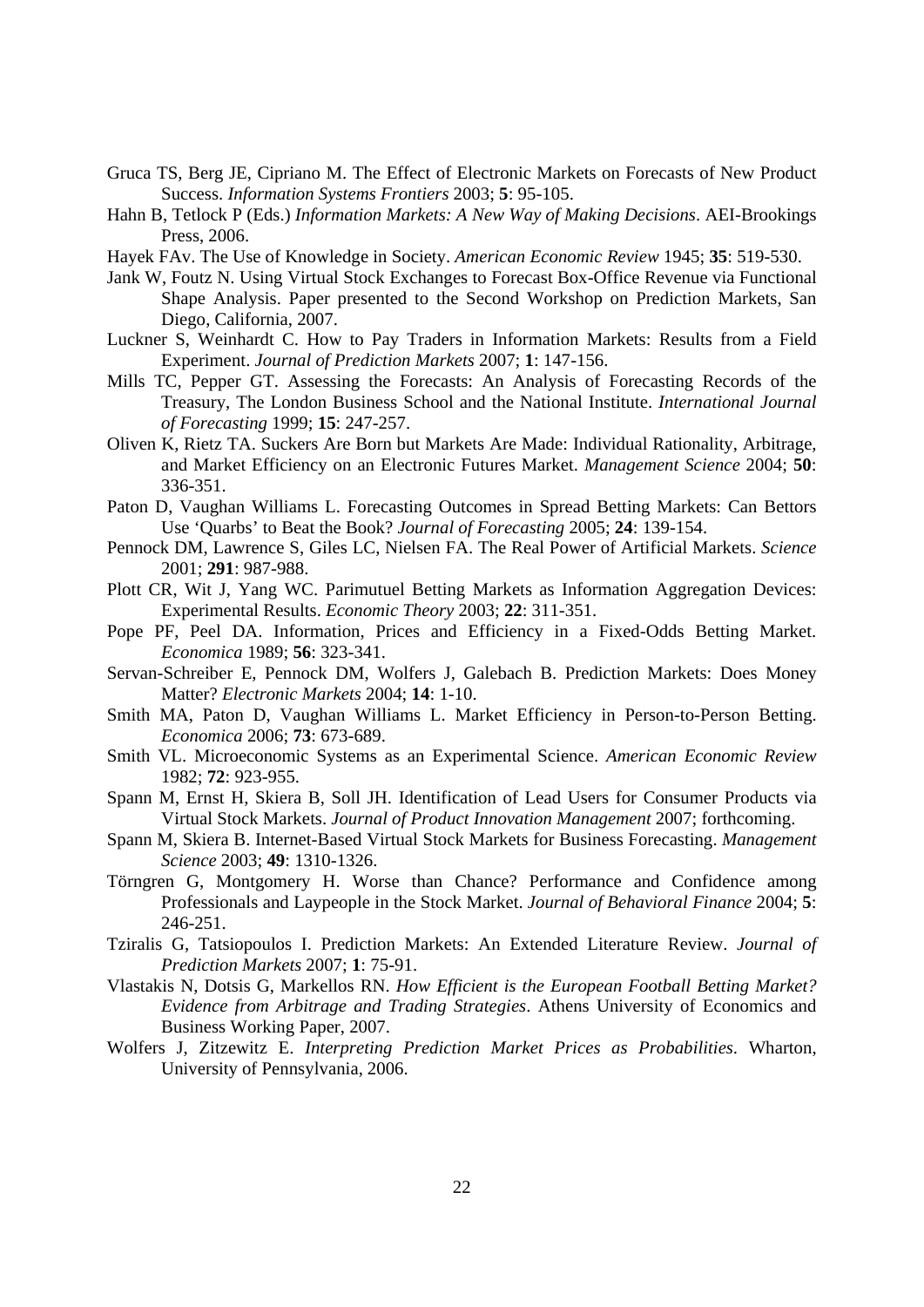Gruca TS, Berg JE, Cipriano M. The Effect of Electronic Markets on Forecasts of New Product Success. *Information Systems Frontiers* 2003; **5**: 95-105.

Hahn B, Tetlock P (Eds.) *Information Markets: A New Way of Making Decisions*. AEI-Brookings Press, 2006.

Hayek FAv. The Use of Knowledge in Society. *American Economic Review* 1945; **35**: 519-530.

Jank W, Foutz N. Using Virtual Stock Exchanges to Forecast Box-Office Revenue via Functional Shape Analysis. Paper presented to the Second Workshop on Prediction Markets, San Diego, California, 2007.

Luckner S, Weinhardt C. How to Pay Traders in Information Markets: Results from a Field Experiment. *Journal of Prediction Markets* 2007; **1**: 147-156.

Mills TC, Pepper GT. Assessing the Forecasts: An Analysis of Forecasting Records of the Treasury, The London Business School and the National Institute. *International Journal of Forecasting* 1999; **15**: 247-257.

Oliven K, Rietz TA. Suckers Are Born but Markets Are Made: Individual Rationality, Arbitrage, and Market Efficiency on an Electronic Futures Market. *Management Science* 2004; **50**: 336-351.

Paton D, Vaughan Williams L. Forecasting Outcomes in Spread Betting Markets: Can Bettors Use 'Quarbs' to Beat the Book? *Journal of Forecasting* 2005; **24**: 139-154.

Pennock DM, Lawrence S, Giles LC, Nielsen FA. The Real Power of Artificial Markets. *Science* 2001; **291**: 987-988.

Plott CR, Wit J, Yang WC. Parimutuel Betting Markets as Information Aggregation Devices: Experimental Results. *Economic Theory* 2003; **22**: 311-351.

Pope PF, Peel DA. Information, Prices and Efficiency in a Fixed-Odds Betting Market. *Economica* 1989; **56**: 323-341.

Servan-Schreiber E, Pennock DM, Wolfers J, Galebach B. Prediction Markets: Does Money Matter? *Electronic Markets* 2004; **14**: 1-10.

Smith MA, Paton D, Vaughan Williams L. Market Efficiency in Person-to-Person Betting. *Economica* 2006; **73**: 673-689.

Smith VL. Microeconomic Systems as an Experimental Science. *American Economic Review* 1982; **72**: 923-955.

Spann M, Ernst H, Skiera B, Soll JH. Identification of Lead Users for Consumer Products via Virtual Stock Markets. *Journal of Product Innovation Management* 2007; forthcoming.

Spann M, Skiera B. Internet-Based Virtual Stock Markets for Business Forecasting. *Management Science* 2003; **49**: 1310-1326.

Törngren G, Montgomery H. Worse than Chance? Performance and Confidence among Professionals and Laypeople in the Stock Market. *Journal of Behavioral Finance* 2004; **5**: 246-251.

Tziralis G, Tatsiopoulos I. Prediction Markets: An Extended Literature Review. *Journal of Prediction Markets* 2007; **1**: 75-91.

Vlastakis N, Dotsis G, Markellos RN. *How Efficient is the European Football Betting Market? Evidence from Arbitrage and Trading Strategies*. Athens University of Economics and Business Working Paper, 2007.

Wolfers J, Zitzewitz E. *Interpreting Prediction Market Prices as Probabilities*. Wharton, University of Pennsylvania, 2006.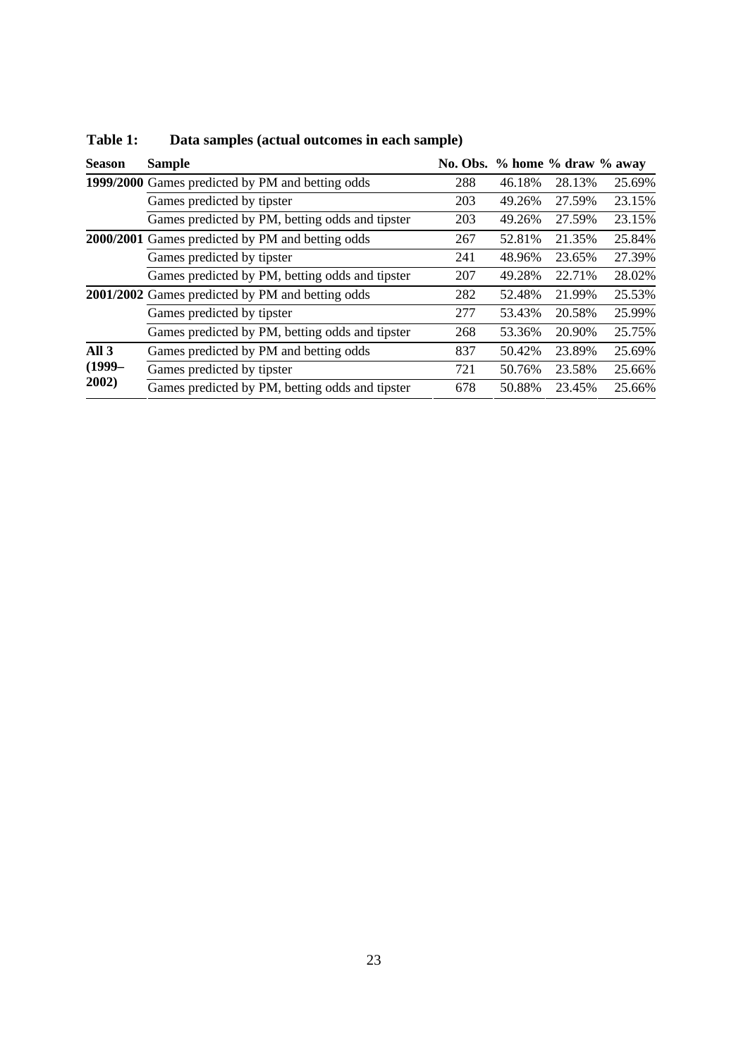**Table 1: Data samples (actual outcomes in each sample)**

| Season | Sample | No. Obs. | % home | % draw | % away |
|---|---|---|---|---|---|
| **1999/2000** | Games predicted by PM and betting odds | 288 | 46.18% | 28.13% | 25.69% |
| | Games predicted by tipster | 203 | 49.26% | 27.59% | 23.15% |
| | Games predicted by PM, betting odds and tipster | 203 | 49.26% | 27.59% | 23.15% |
| **2000/2001** | Games predicted by PM and betting odds | 267 | 52.81% | 21.35% | 25.84% |
| | Games predicted by tipster | 241 | 48.96% | 23.65% | 27.39% |
| | Games predicted by PM, betting odds and tipster | 207 | 49.28% | 22.71% | 28.02% |
| **2001/2002** | Games predicted by PM and betting odds | 282 | 52.48% | 21.99% | 25.53% |
| | Games predicted by tipster | 277 | 53.43% | 20.58% | 25.99% |
| | Games predicted by PM, betting odds and tipster | 268 | 53.36% | 20.90% | 25.75% |
| **All 3 (1999–2002)** | Games predicted by PM and betting odds | 837 | 50.42% | 23.89% | 25.69% |
| | Games predicted by tipster | 721 | 50.76% | 23.58% | 25.66% |
| | Games predicted by PM, betting odds and tipster | 678 | 50.88% | 23.45% | 25.66% |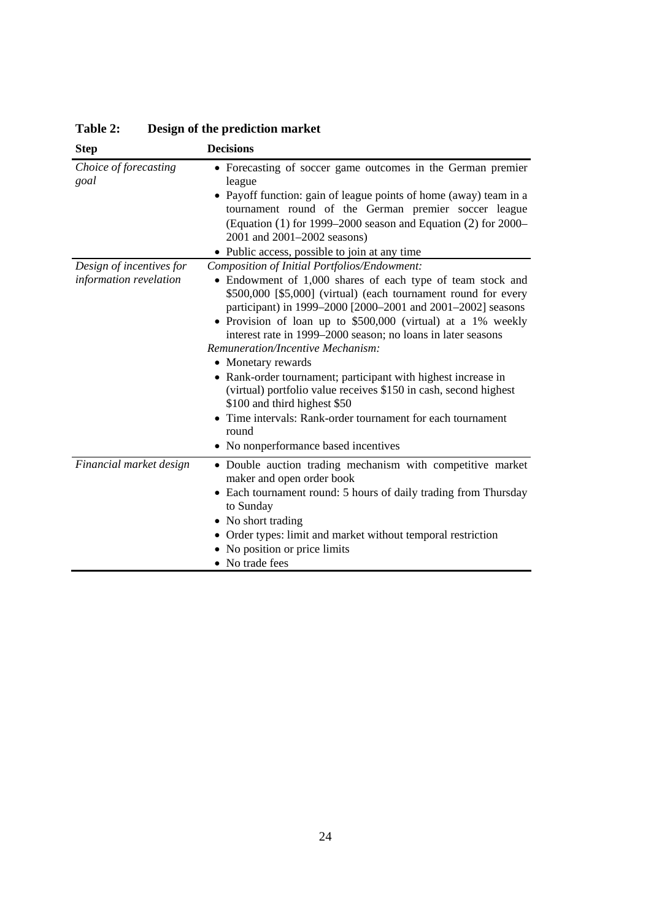**Table 2: Design of the prediction market**

| Step | Decisions |
|---|---|
| *Choice of forecasting goal* | • Forecasting of soccer game outcomes in the German premier league<br>• Payoff function: gain of league points of home (away) team in a tournament round of the German premier soccer league (Equation (1) for 1999–2000 season and Equation (2) for 2000–2001 and 2001–2002 seasons)<br>• Public access, possible to join at any time |
| *Design of incentives for information revelation* | *Composition of Initial Portfolios/Endowment:*<br>• Endowment of 1,000 shares of each type of team stock and \$500,000 [\$5,000] (virtual) (each tournament round for every participant) in 1999–2000 [2000–2001 and 2001–2002] seasons<br>• Provision of loan up to \$500,000 (virtual) at a 1% weekly interest rate in 1999–2000 season; no loans in later seasons<br>*Remuneration/Incentive Mechanism:*<br>• Monetary rewards<br>• Rank-order tournament; participant with highest increase in (virtual) portfolio value receives \$150 in cash, second highest \$100 and third highest \$50<br>• Time intervals: Rank-order tournament for each tournament round<br>• No nonperformance based incentives |
| *Financial market design* | • Double auction trading mechanism with competitive market maker and open order book<br>• Each tournament round: 5 hours of daily trading from Thursday to Sunday<br>• No short trading<br>• Order types: limit and market without temporal restriction<br>• No position or price limits<br>• No trade fees |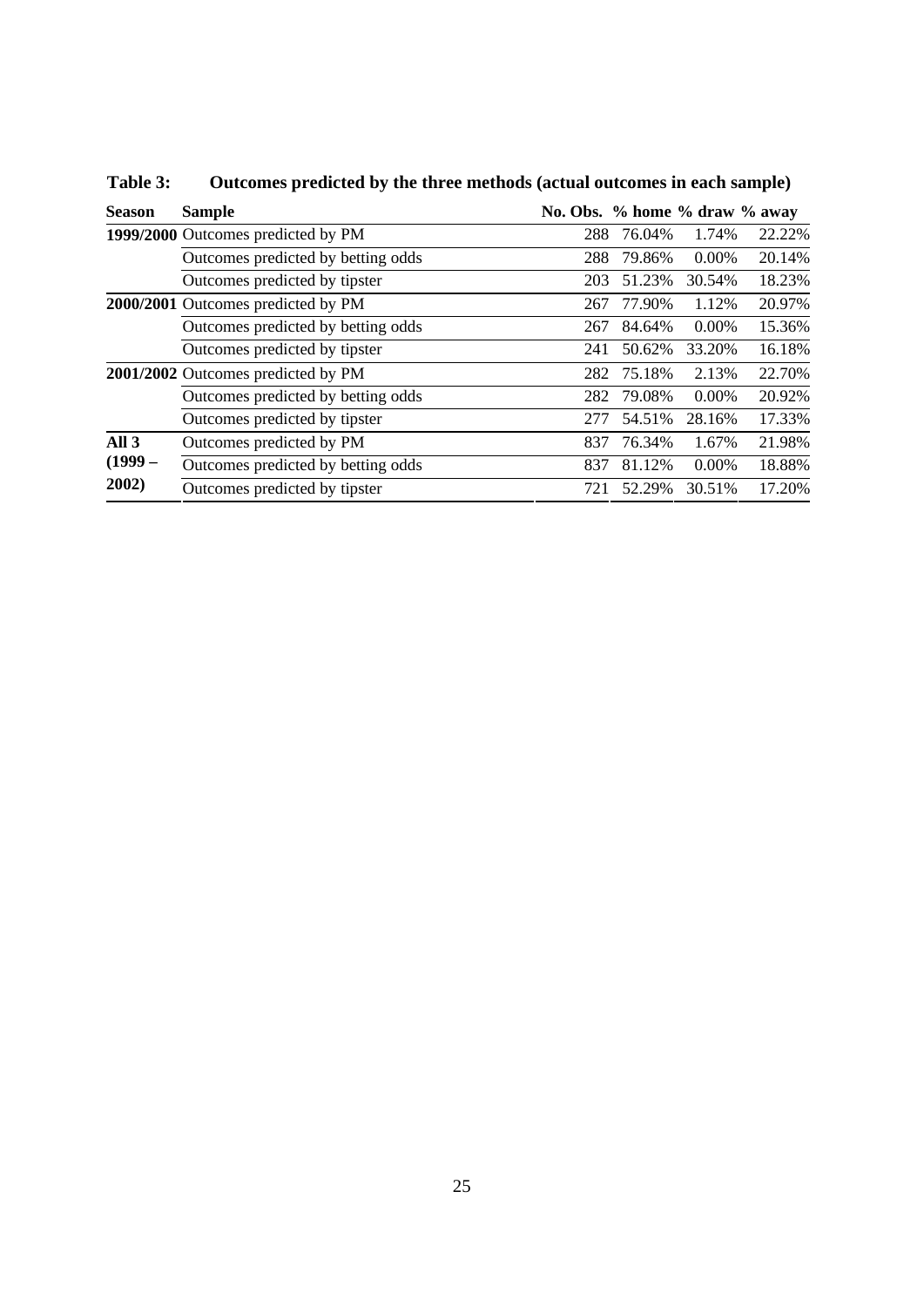**Table 3: Outcomes predicted by the three methods (actual outcomes in each sample)**

| Season | Sample | No. Obs. | % home | % draw | % away |
|---|---|---|---|---|---|
| **1999/2000** | Outcomes predicted by PM | 288 | 76.04% | 1.74% | 22.22% |
| | Outcomes predicted by betting odds | 288 | 79.86% | 0.00% | 20.14% |
| | Outcomes predicted by tipster | 203 | 51.23% | 30.54% | 18.23% |
| **2000/2001** | Outcomes predicted by PM | 267 | 77.90% | 1.12% | 20.97% |
| | Outcomes predicted by betting odds | 267 | 84.64% | 0.00% | 15.36% |
| | Outcomes predicted by tipster | 241 | 50.62% | 33.20% | 16.18% |
| **2001/2002** | Outcomes predicted by PM | 282 | 75.18% | 2.13% | 22.70% |
| | Outcomes predicted by betting odds | 282 | 79.08% | 0.00% | 20.92% |
| | Outcomes predicted by tipster | 277 | 54.51% | 28.16% | 17.33% |
| **All 3 (1999 – 2002)** | Outcomes predicted by PM | 837 | 76.34% | 1.67% | 21.98% |
| | Outcomes predicted by betting odds | 837 | 81.12% | 0.00% | 18.88% |
| | Outcomes predicted by tipster | 721 | 52.29% | 30.51% | 17.20% |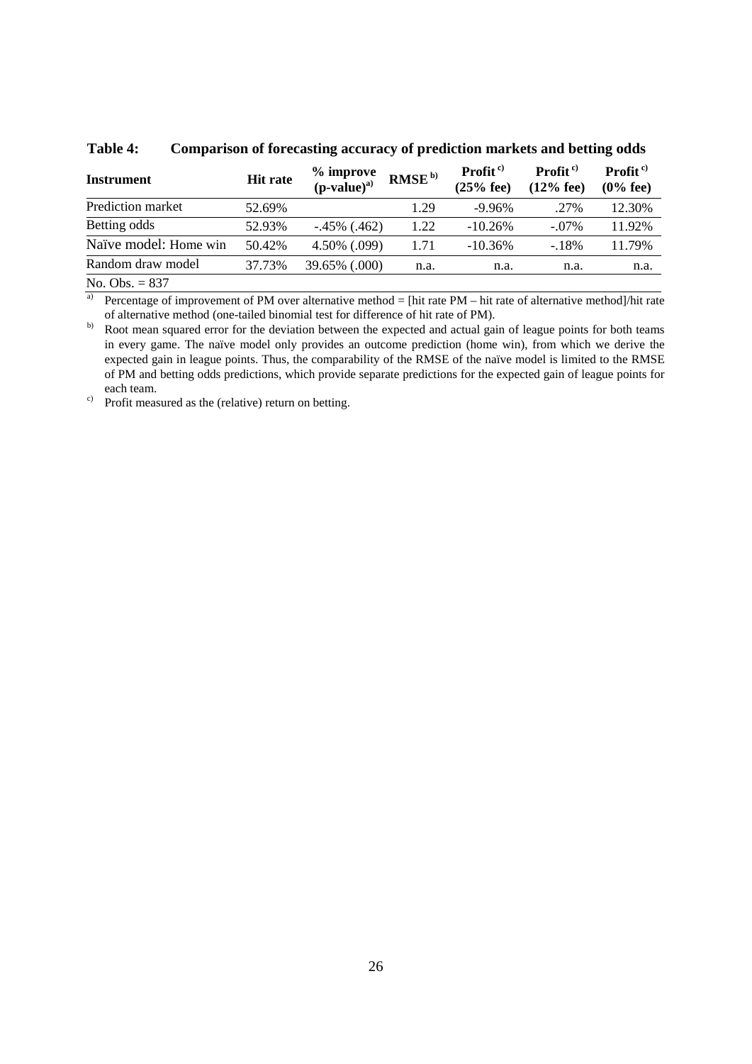**Table 4: Comparison of forecasting accuracy of prediction markets and betting odds**

| Instrument | Hit rate | % improve (p-value)[a)] | RMSE[b)] | Profit[c)] (25% fee) | Profit[c)] (12% fee) | Profit[c)] (0% fee) |
|---|---|---|---|---|---|---|
| Prediction market | 52.69% | | 1.29 | -9.96% | .27% | 12.30% |
| Betting odds | 52.93% | -.45% (.462) | 1.22 | -10.26% | -.07% | 11.92% |
| Naïve model: Home win | 50.42% | 4.50% (.099) | 1.71 | -10.36% | -.18% | 11.79% |
| Random draw model | 37.73% | 39.65% (.000) | n.a. | n.a. | n.a. | n.a. |

No. Obs. = 837

a) Percentage of improvement of PM over alternative method = [hit rate PM – hit rate of alternative method]/hit rate of alternative method (one-tailed binomial test for difference of hit rate of PM).

b) Root mean squared error for the deviation between the expected and actual gain of league points for both teams in every game. The naïve model only provides an outcome prediction (home win), from which we derive the expected gain in league points. Thus, the comparability of the RMSE of the naïve model is limited to the RMSE of PM and betting odds predictions, which provide separate predictions for the expected gain of league points for each team.

c) Profit measured as the (relative) return on betting.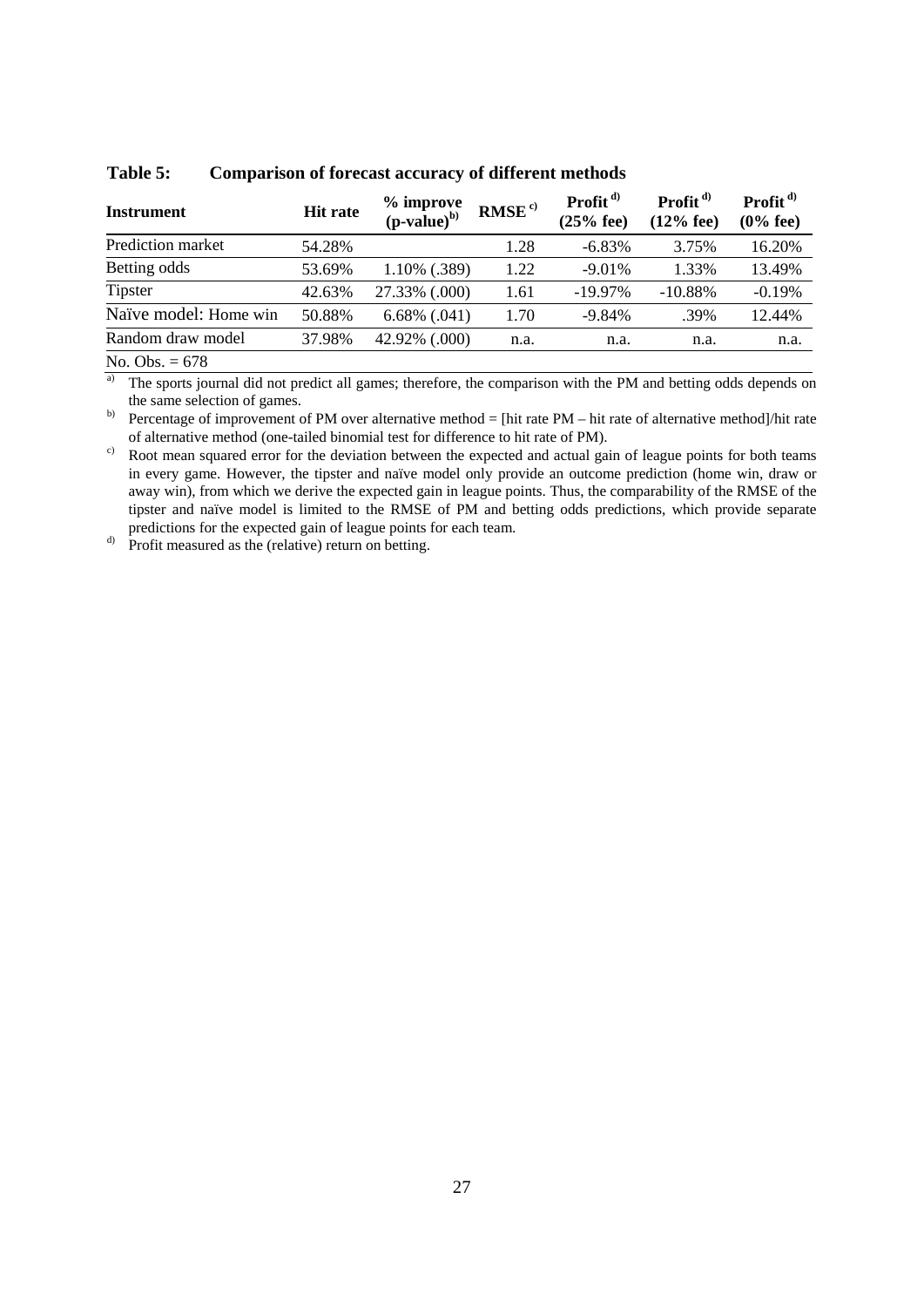**Table 5: Comparison of forecast accuracy of different methods**

| Instrument | Hit rate | % improve (p-value)[b)] | RMSE [c)] | Profit [d)] (25% fee) | Profit [d)] (12% fee) | Profit [d)] (0% fee) |
|---|---|---|---|---|---|---|
| Prediction market | 54.28% | | 1.28 | -6.83% | 3.75% | 16.20% |
| Betting odds | 53.69% | 1.10% (.389) | 1.22 | -9.01% | 1.33% | 13.49% |
| Tipster | 42.63% | 27.33% (.000) | 1.61 | -19.97% | -10.88% | -0.19% |
| Naïve model: Home win | 50.88% | 6.68% (.041) | 1.70 | -9.84% | .39% | 12.44% |
| Random draw model | 37.98% | 42.92% (.000) | n.a. | n.a. | n.a. | n.a. |

No. Obs. = 678

a) The sports journal did not predict all games; therefore, the comparison with the PM and betting odds depends on the same selection of games.

b) Percentage of improvement of PM over alternative method = [hit rate PM – hit rate of alternative method]/hit rate of alternative method (one-tailed binomial test for difference to hit rate of PM).

c) Root mean squared error for the deviation between the expected and actual gain of league points for both teams in every game. However, the tipster and naïve model only provide an outcome prediction (home win, draw or away win), from which we derive the expected gain in league points. Thus, the comparability of the RMSE of the tipster and naïve model is limited to the RMSE of PM and betting odds predictions, which provide separate predictions for the expected gain of league points for each team.

d) Profit measured as the (relative) return on betting.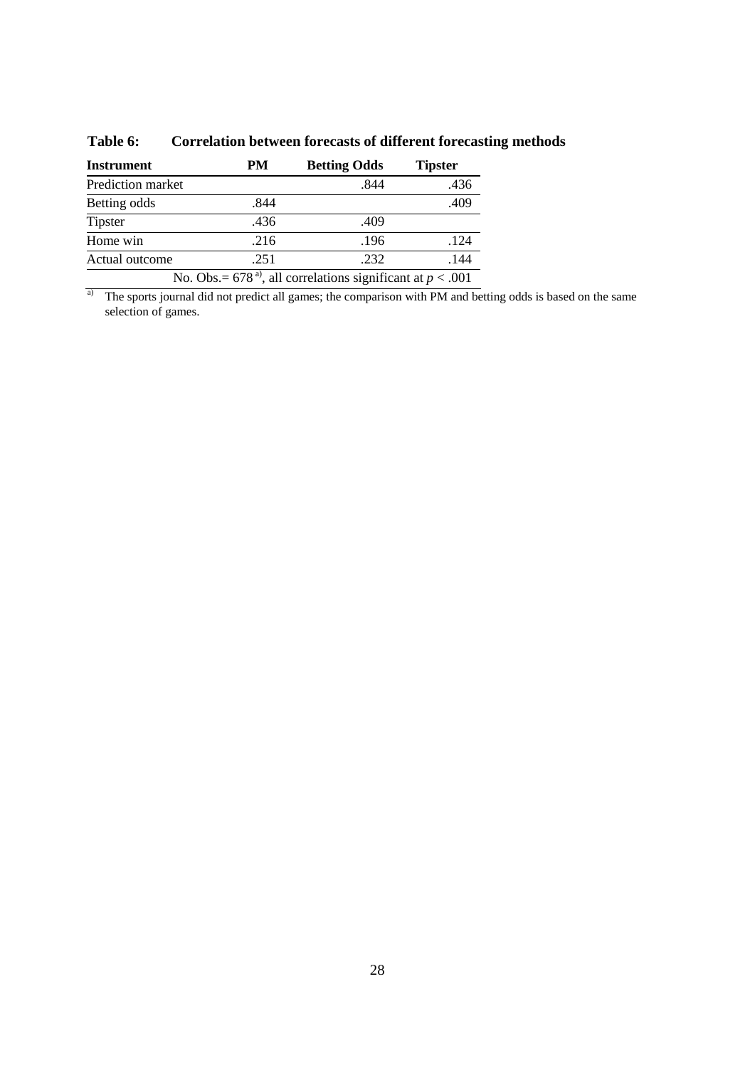**Table 6: Correlation between forecasts of different forecasting methods**

| Instrument | PM | Betting Odds | Tipster |
|---|---|---|---|
| Prediction market | | .844 | .436 |
| Betting odds | .844 | | .409 |
| Tipster | .436 | .409 | |
| Home win | .216 | .196 | .124 |
| Actual outcome | .251 | .232 | .144 |
| | No. Obs.= 678 [a], all correlations significant at $p < .001$ | | |

[a] The sports journal did not predict all games; the comparison with PM and betting odds is based on the same selection of games.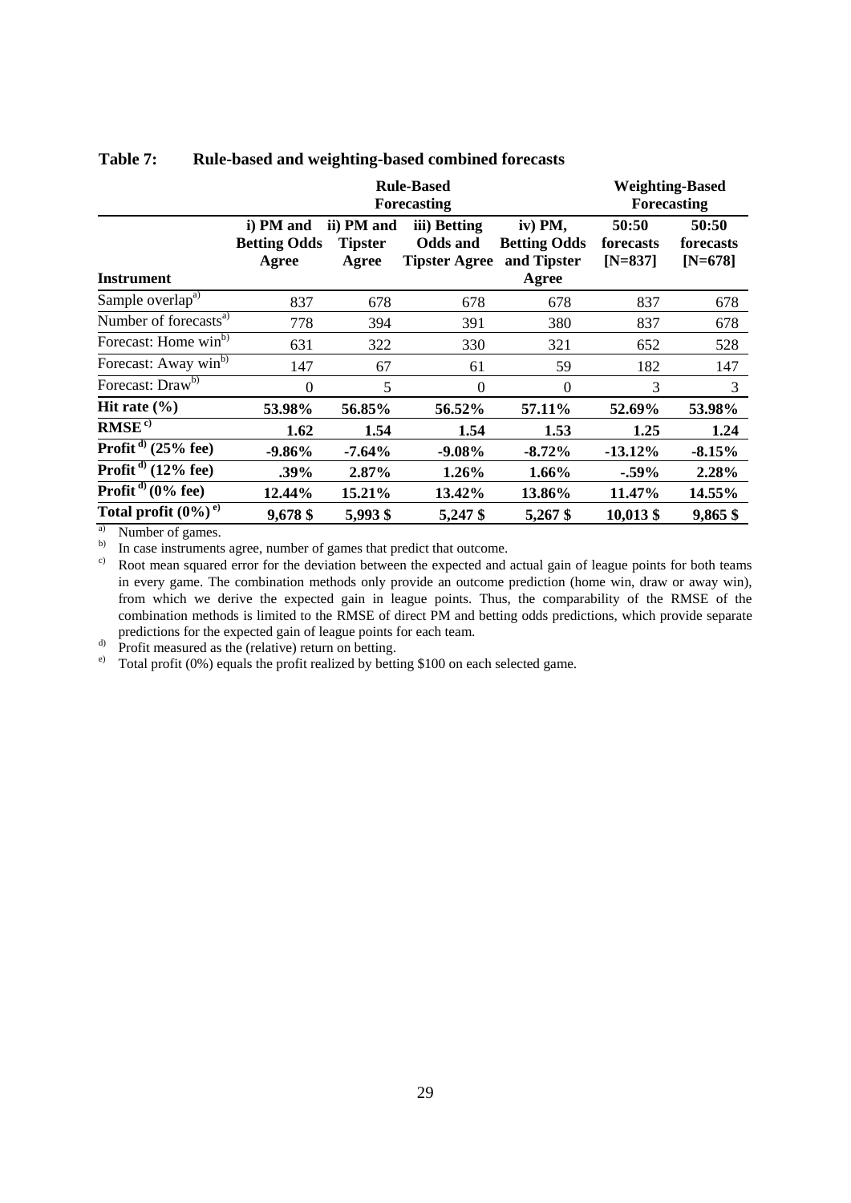**Table 7: Rule-based and weighting-based combined forecasts**

| | Rule-Based Forecasting | | | | Weighting-Based Forecasting | |
|---|---|---|---|---|---|---|
| **Instrument** | **i) PM and Betting Odds Agree** | **ii) PM and Tipster Agree** | **iii) Betting Odds and Tipster Agree** | **iv) PM, Betting Odds and Tipster Agree** | **50:50 forecasts [N=837]** | **50:50 forecasts [N=678]** |
| Sample overlap[a)] | 837 | 678 | 678 | 678 | 837 | 678 |
| Number of forecasts[a)] | 778 | 394 | 391 | 380 | 837 | 678 |
| Forecast: Home win[b)] | 631 | 322 | 330 | 321 | 652 | 528 |
| Forecast: Away win[b)] | 147 | 67 | 61 | 59 | 182 | 147 |
| Forecast: Draw[b)] | 0 | 5 | 0 | 0 | 3 | 3 |
| **Hit rate (%)** | **53.98%** | **56.85%** | **56.52%** | **57.11%** | **52.69%** | **53.98%** |
| **RMSE [c)]** | **1.62** | **1.54** | **1.54** | **1.53** | **1.25** | **1.24** |
| **Profit [d)] (25% fee)** | **-9.86%** | **-7.64%** | **-9.08%** | **-8.72%** | **-13.12%** | **-8.15%** |
| **Profit [d)] (12% fee)** | **.39%** | **2.87%** | **1.26%** | **1.66%** | **-.59%** | **2.28%** |
| **Profit [d)] (0% fee)** | **12.44%** | **15.21%** | **13.42%** | **13.86%** | **11.47%** | **14.55%** |
| **Total profit (0%) [e)]** | **9,678 $** | **5,993 $** | **5,247 $** | **5,267 $** | **10,013 $** | **9,865 $** |

[a)] Number of games.

[b)] In case instruments agree, number of games that predict that outcome.

[c)] Root mean squared error for the deviation between the expected and actual gain of league points for both teams in every game. The combination methods only provide an outcome prediction (home win, draw or away win), from which we derive the expected gain in league points. Thus, the comparability of the RMSE of the combination methods is limited to the RMSE of direct PM and betting odds predictions, which provide separate predictions for the expected gain of league points for each team.

[d)] Profit measured as the (relative) return on betting.

[e)] Total profit (0%) equals the profit realized by betting $100 on each selected game.